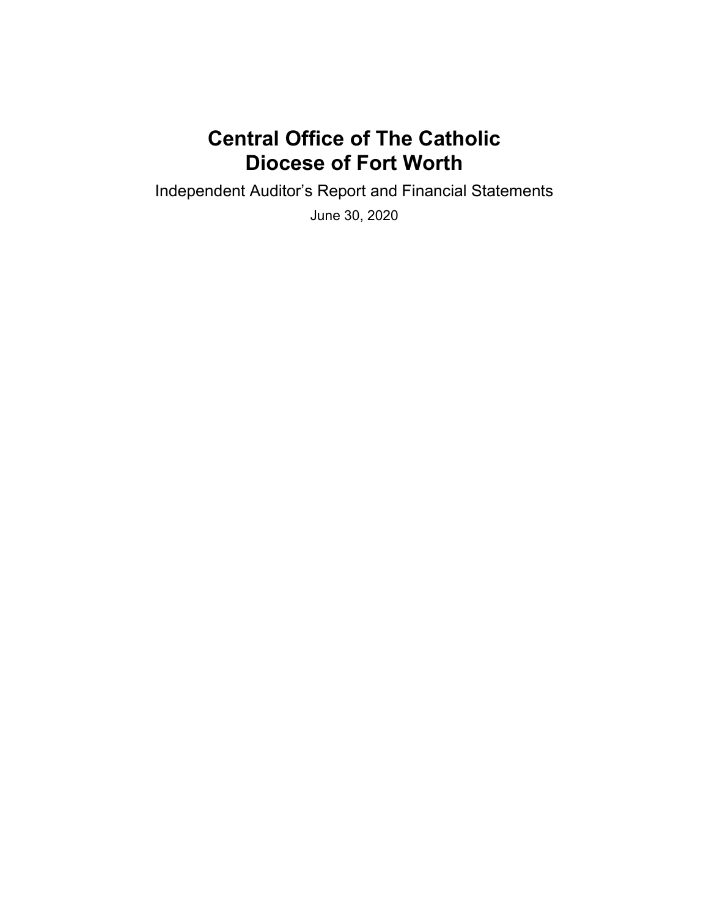# Central Office of The Catholic Diocese of Fort Worth

Independent Auditor's Report and Financial Statements

June 30, 2020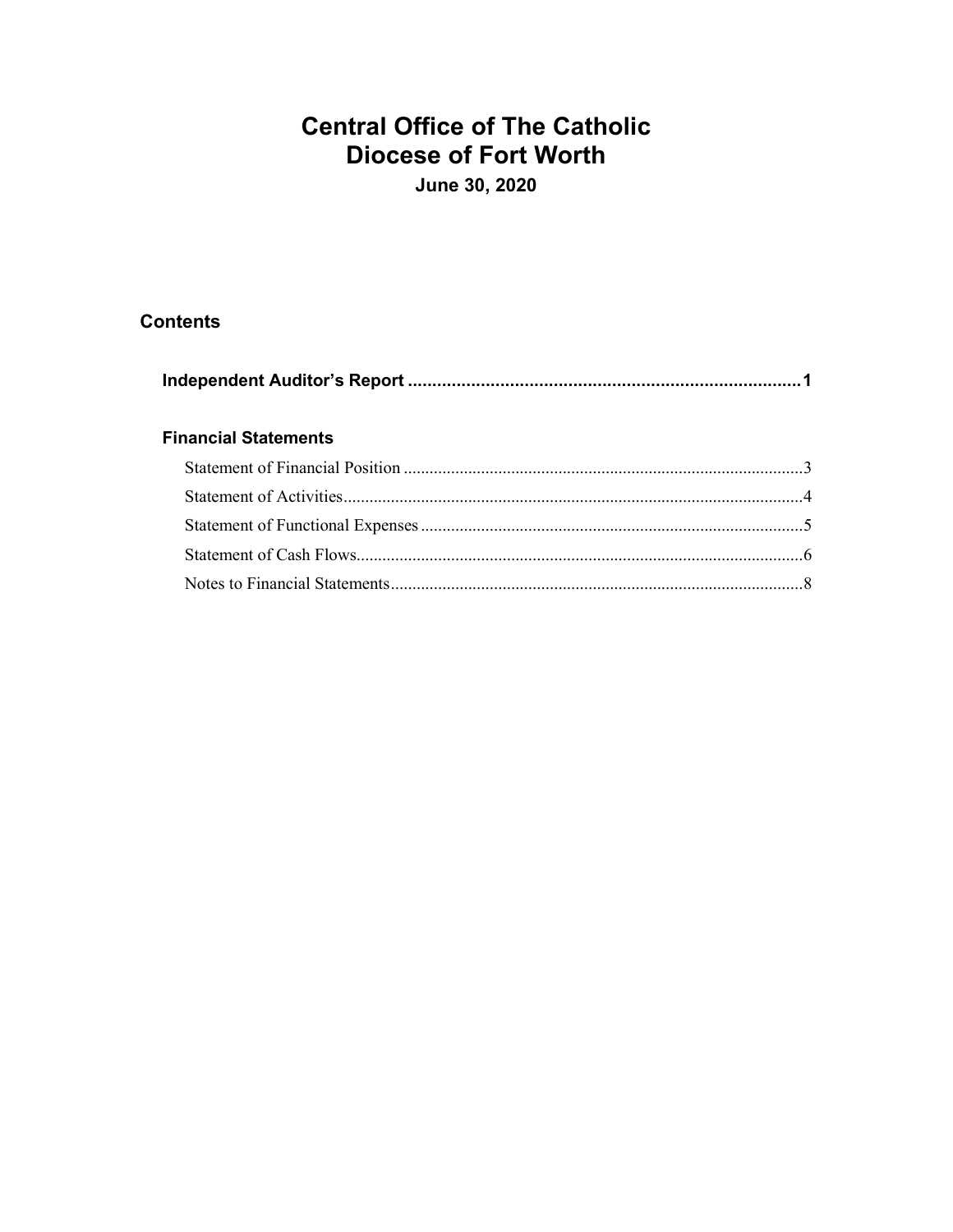# Central Office of The Catholic Diocese of Fort Worth

**June 30, 2020**

## Contents

**Independent Auditor's Report** ............................................................................ **1**

**Financial Statements**

Statement of Financial Position ............................................................................ 3

Statement of Activities ............................................................................ 4

Statement of Functional Expenses ............................................................................ 5

Statement of Cash Flows ............................................................................ 6

Notes to Financial Statements ............................................................................ 8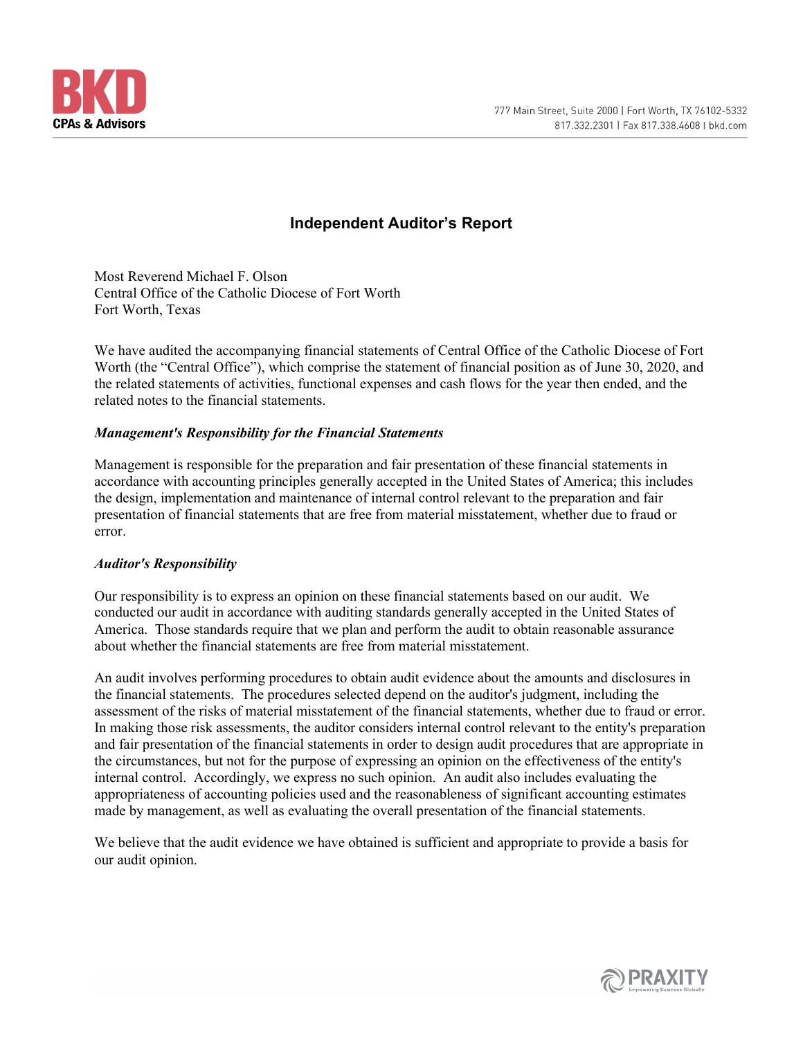## Independent Auditor's Report

Most Reverend Michael F. Olson
Central Office of the Catholic Diocese of Fort Worth
Fort Worth, Texas

We have audited the accompanying financial statements of Central Office of the Catholic Diocese of Fort Worth (the "Central Office"), which comprise the statement of financial position as of June 30, 2020, and the related statements of activities, functional expenses and cash flows for the year then ended, and the related notes to the financial statements.

### *Management's Responsibility for the Financial Statements*

Management is responsible for the preparation and fair presentation of these financial statements in accordance with accounting principles generally accepted in the United States of America; this includes the design, implementation and maintenance of internal control relevant to the preparation and fair presentation of financial statements that are free from material misstatement, whether due to fraud or error.

### *Auditor's Responsibility*

Our responsibility is to express an opinion on these financial statements based on our audit. We conducted our audit in accordance with auditing standards generally accepted in the United States of America. Those standards require that we plan and perform the audit to obtain reasonable assurance about whether the financial statements are free from material misstatement.

An audit involves performing procedures to obtain audit evidence about the amounts and disclosures in the financial statements. The procedures selected depend on the auditor's judgment, including the assessment of the risks of material misstatement of the financial statements, whether due to fraud or error. In making those risk assessments, the auditor considers internal control relevant to the entity's preparation and fair presentation of the financial statements in order to design audit procedures that are appropriate in the circumstances, but not for the purpose of expressing an opinion on the effectiveness of the entity's internal control. Accordingly, we express no such opinion. An audit also includes evaluating the appropriateness of accounting policies used and the reasonableness of significant accounting estimates made by management, as well as evaluating the overall presentation of the financial statements.

We believe that the audit evidence we have obtained is sufficient and appropriate to provide a basis for our audit opinion.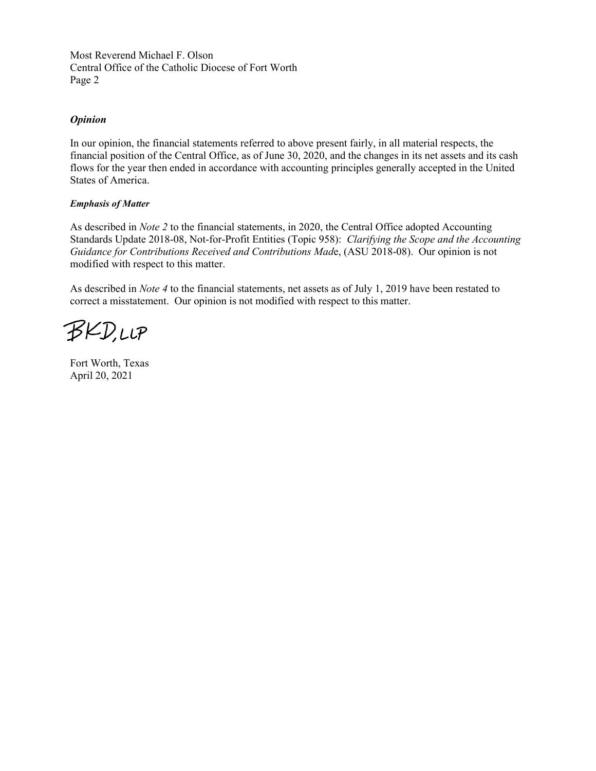Most Reverend Michael F. Olson
Central Office of the Catholic Diocese of Fort Worth
Page 2

### *Opinion*

In our opinion, the financial statements referred to above present fairly, in all material respects, the financial position of the Central Office, as of June 30, 2020, and the changes in its net assets and its cash flows for the year then ended in accordance with accounting principles generally accepted in the United States of America.

#### *Emphasis of Matter*

As described in *Note 2* to the financial statements, in 2020, the Central Office adopted Accounting Standards Update 2018-08, Not-for-Profit Entities (Topic 958): *Clarifying the Scope and the Accounting Guidance for Contributions Received and Contributions Mad*e, (ASU 2018-08). Our opinion is not modified with respect to this matter.

As described in *Note 4* to the financial statements, net assets as of July 1, 2019 have been restated to correct a misstatement. Our opinion is not modified with respect to this matter.

BKD, LLP

Fort Worth, Texas
April 20, 2021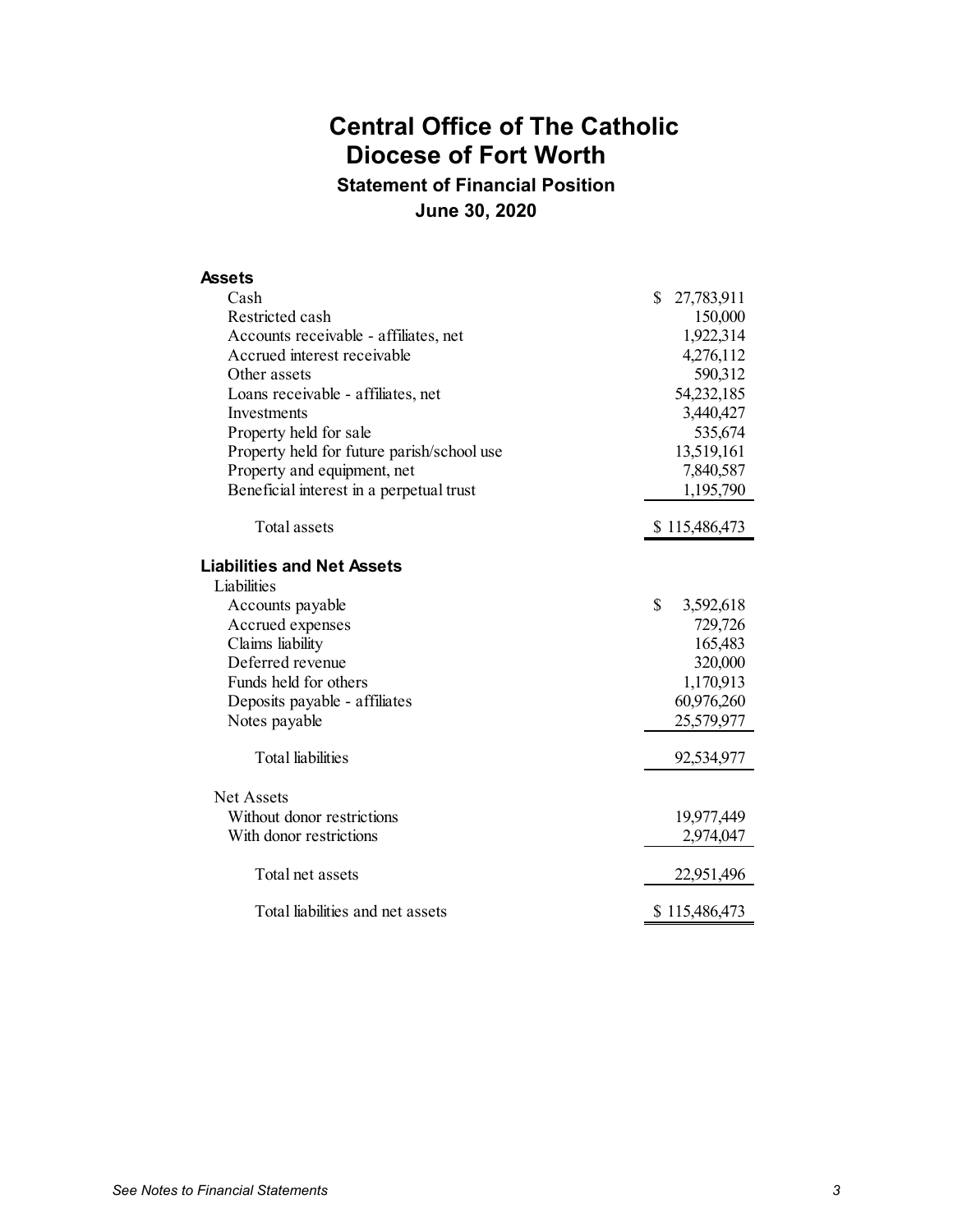# Central Office of The Catholic Diocese of Fort Worth

## Statement of Financial Position

### June 30, 2020

| | |
|---|---|
| **Assets** | |
| Cash | $ 27,783,911 |
| Restricted cash | 150,000 |
| Accounts receivable - affiliates, net | 1,922,314 |
| Accrued interest receivable | 4,276,112 |
| Other assets | 590,312 |
| Loans receivable - affiliates, net | 54,232,185 |
| Investments | 3,440,427 |
| Property held for sale | 535,674 |
| Property held for future parish/school use | 13,519,161 |
| Property and equipment, net | 7,840,587 |
| Beneficial interest in a perpetual trust | 1,195,790 |
| Total assets | $ 115,486,473 |
| **Liabilities and Net Assets** | |
| Liabilities | |
| Accounts payable | $ 3,592,618 |
| Accrued expenses | 729,726 |
| Claims liability | 165,483 |
| Deferred revenue | 320,000 |
| Funds held for others | 1,170,913 |
| Deposits payable - affiliates | 60,976,260 |
| Notes payable | 25,579,977 |
| Total liabilities | 92,534,977 |
| Net Assets | |
| Without donor restrictions | 19,977,449 |
| With donor restrictions | 2,974,047 |
| Total net assets | 22,951,496 |
| Total liabilities and net assets | $ 115,486,473 |

*See Notes to Financial Statements*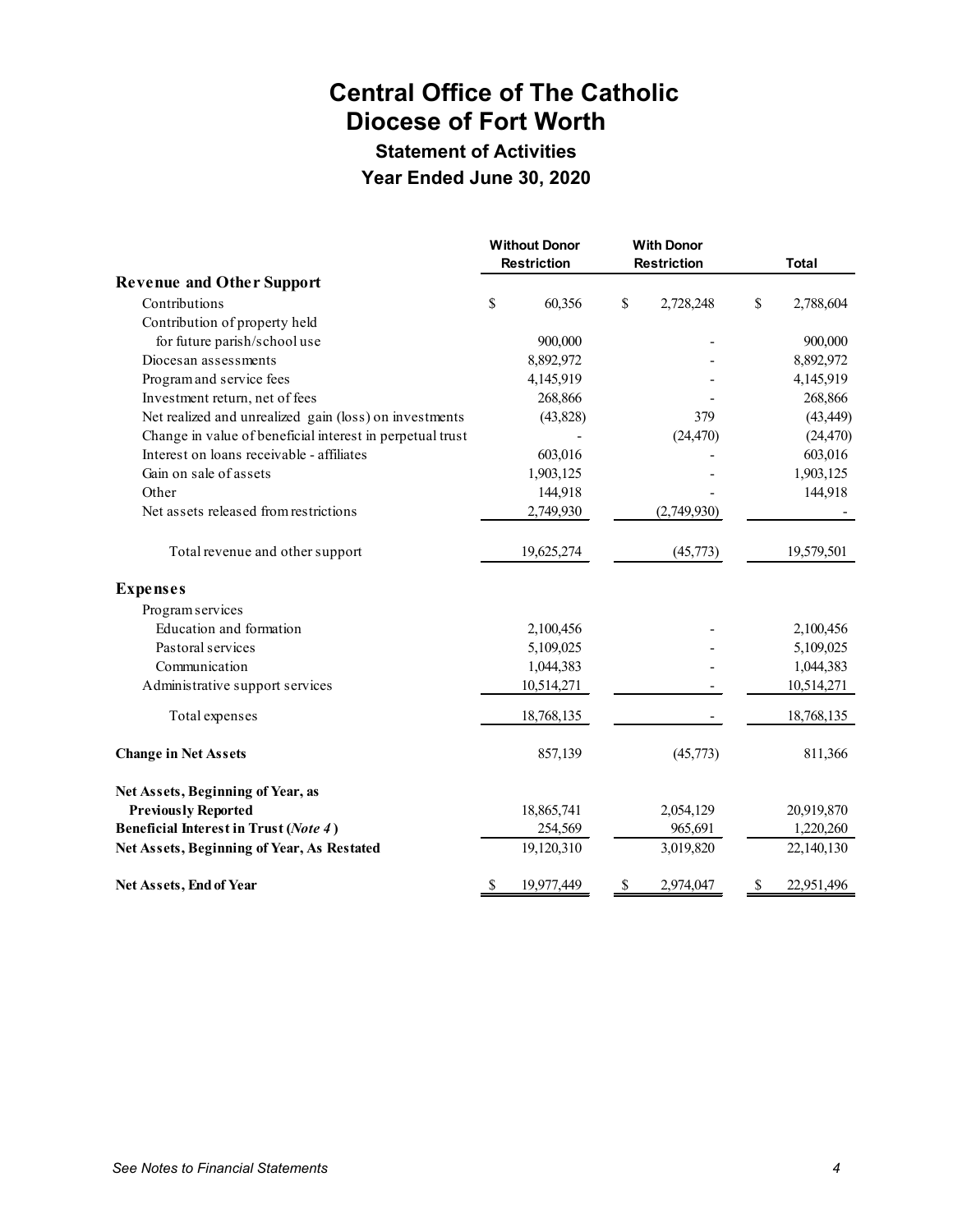# Central Office of The Catholic Diocese of Fort Worth

## Statement of Activities

### Year Ended June 30, 2020

| | Without Donor Restriction | With Donor Restriction | Total |
|---|---|---|---|
| **Revenue and Other Support** | | | |
| Contributions | $ 60,356 | $ 2,728,248 | $ 2,788,604 |
| Contribution of property held for future parish/school use | 900,000 | - | 900,000 |
| Diocesan assessments | 8,892,972 | - | 8,892,972 |
| Program and service fees | 4,145,919 | - | 4,145,919 |
| Investment return, net of fees | 268,866 | - | 268,866 |
| Net realized and unrealized gain (loss) on investments | (43,828) | 379 | (43,449) |
| Change in value of beneficial interest in perpetual trust | - | (24,470) | (24,470) |
| Interest on loans receivable - affiliates | 603,016 | - | 603,016 |
| Gain on sale of assets | 1,903,125 | - | 1,903,125 |
| Other | 144,918 | - | 144,918 |
| Net assets released from restrictions | 2,749,930 | (2,749,930) | - |
| Total revenue and other support | 19,625,274 | (45,773) | 19,579,501 |
| **Expenses** | | | |
| Program services | | | |
| Education and formation | 2,100,456 | - | 2,100,456 |
| Pastoral services | 5,109,025 | - | 5,109,025 |
| Communication | 1,044,383 | - | 1,044,383 |
| Administrative support services | 10,514,271 | - | 10,514,271 |
| Total expenses | 18,768,135 | - | 18,768,135 |
| **Change in Net Assets** | 857,139 | (45,773) | 811,366 |
| **Net Assets, Beginning of Year, as Previously Reported** | 18,865,741 | 2,054,129 | 20,919,870 |
| **Beneficial Interest in Trust (*Note 4*)** | 254,569 | 965,691 | 1,220,260 |
| **Net Assets, Beginning of Year, As Restated** | 19,120,310 | 3,019,820 | 22,140,130 |
| **Net Assets, End of Year** | $ 19,977,449 | $ 2,974,047 | $ 22,951,496 |

*See Notes to Financial Statements*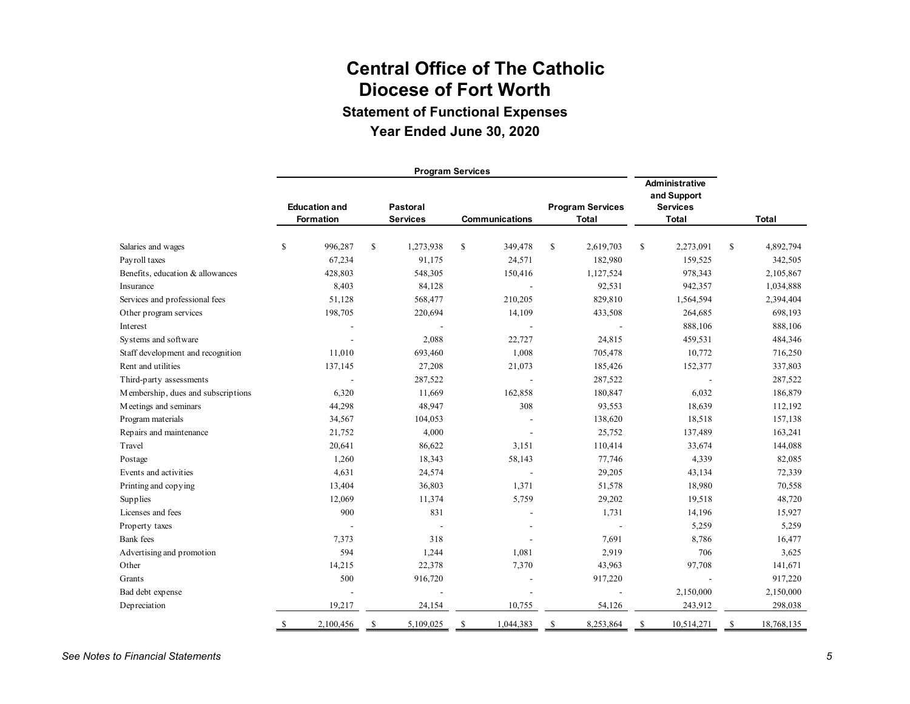# Central Office of The Catholic Diocese of Fort Worth

## Statement of Functional Expenses

## Year Ended June 30, 2020

| | Program Services | | | | Administrative and Support Services | |
|---|---|---|---|---|---|---|
| | Education and Formation | Pastoral Services | Communications | Program Services Total | Administrative and Support Services Total | Total |
| Salaries and wages | $ 996,287 | $ 1,273,938 | $ 349,478 | $ 2,619,703 | $ 2,273,091 | $ 4,892,794 |
| Payroll taxes | 67,234 | 91,175 | 24,571 | 182,980 | 159,525 | 342,505 |
| Benefits, education & allowances | 428,803 | 548,305 | 150,416 | 1,127,524 | 978,343 | 2,105,867 |
| Insurance | 8,403 | 84,128 | - | 92,531 | 942,357 | 1,034,888 |
| Services and professional fees | 51,128 | 568,477 | 210,205 | 829,810 | 1,564,594 | 2,394,404 |
| Other program services | 198,705 | 220,694 | 14,109 | 433,508 | 264,685 | 698,193 |
| Interest | - | - | - | - | 888,106 | 888,106 |
| Systems and software | - | 2,088 | 22,727 | 24,815 | 459,531 | 484,346 |
| Staff development and recognition | 11,010 | 693,460 | 1,008 | 705,478 | 10,772 | 716,250 |
| Rent and utilities | 137,145 | 27,208 | 21,073 | 185,426 | 152,377 | 337,803 |
| Third-party assessments | - | 287,522 | - | 287,522 | - | 287,522 |
| Membership, dues and subscriptions | 6,320 | 11,669 | 162,858 | 180,847 | 6,032 | 186,879 |
| Meetings and seminars | 44,298 | 48,947 | 308 | 93,553 | 18,639 | 112,192 |
| Program materials | 34,567 | 104,053 | - | 138,620 | 18,518 | 157,138 |
| Repairs and maintenance | 21,752 | 4,000 | - | 25,752 | 137,489 | 163,241 |
| Travel | 20,641 | 86,622 | 3,151 | 110,414 | 33,674 | 144,088 |
| Postage | 1,260 | 18,343 | 58,143 | 77,746 | 4,339 | 82,085 |
| Events and activities | 4,631 | 24,574 | - | 29,205 | 43,134 | 72,339 |
| Printing and copying | 13,404 | 36,803 | 1,371 | 51,578 | 18,980 | 70,558 |
| Supplies | 12,069 | 11,374 | 5,759 | 29,202 | 19,518 | 48,720 |
| Licenses and fees | 900 | 831 | - | 1,731 | 14,196 | 15,927 |
| Property taxes | - | - | - | - | 5,259 | 5,259 |
| Bank fees | 7,373 | 318 | - | 7,691 | 8,786 | 16,477 |
| Advertising and promotion | 594 | 1,244 | 1,081 | 2,919 | 706 | 3,625 |
| Other | 14,215 | 22,378 | 7,370 | 43,963 | 97,708 | 141,671 |
| Grants | 500 | 916,720 | - | 917,220 | - | 917,220 |
| Bad debt expense | - | - | - | - | 2,150,000 | 2,150,000 |
| Depreciation | 19,217 | 24,154 | 10,755 | 54,126 | 243,912 | 298,038 |
| | $ 2,100,456 | $ 5,109,025 | $ 1,044,383 | $ 8,253,864 | $ 10,514,271 | $ 18,768,135 |

*See Notes to Financial Statements*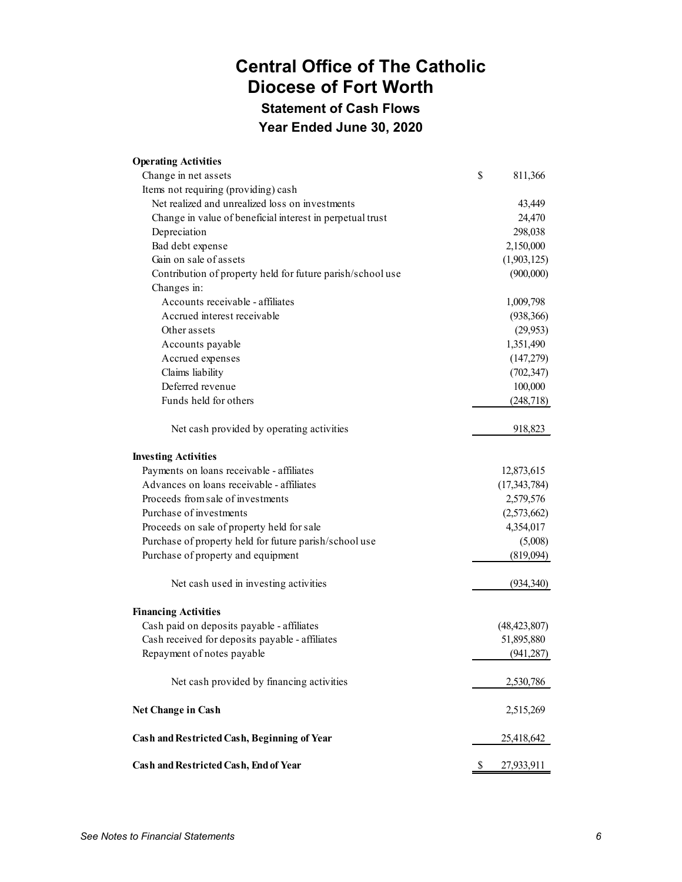# Central Office of The Catholic Diocese of Fort Worth

## Statement of Cash Flows

## Year Ended June 30, 2020

| | |
|---|---|
| **Operating Activities** | |
| Change in net assets | $ 811,366 |
| Items not requiring (providing) cash | |
| Net realized and unrealized loss on investments | 43,449 |
| Change in value of beneficial interest in perpetual trust | 24,470 |
| Depreciation | 298,038 |
| Bad debt expense | 2,150,000 |
| Gain on sale of assets | (1,903,125) |
| Contribution of property held for future parish/school use | (900,000) |
| Changes in: | |
| Accounts receivable - affiliates | 1,009,798 |
| Accrued interest receivable | (938,366) |
| Other assets | (29,953) |
| Accounts payable | 1,351,490 |
| Accrued expenses | (147,279) |
| Claims liability | (702,347) |
| Deferred revenue | 100,000 |
| Funds held for others | (248,718) |
| Net cash provided by operating activities | 918,823 |
| **Investing Activities** | |
| Payments on loans receivable - affiliates | 12,873,615 |
| Advances on loans receivable - affiliates | (17,343,784) |
| Proceeds from sale of investments | 2,579,576 |
| Purchase of investments | (2,573,662) |
| Proceeds on sale of property held for sale | 4,354,017 |
| Purchase of property held for future parish/school use | (5,008) |
| Purchase of property and equipment | (819,094) |
| Net cash used in investing activities | (934,340) |
| **Financing Activities** | |
| Cash paid on deposits payable - affiliates | (48,423,807) |
| Cash received for deposits payable - affiliates | 51,895,880 |
| Repayment of notes payable | (941,287) |
| Net cash provided by financing activities | 2,530,786 |
| **Net Change in Cash** | 2,515,269 |
| **Cash and Restricted Cash, Beginning of Year** | 25,418,642 |
| **Cash and Restricted Cash, End of Year** | $ 27,933,911 |

*See Notes to Financial Statements*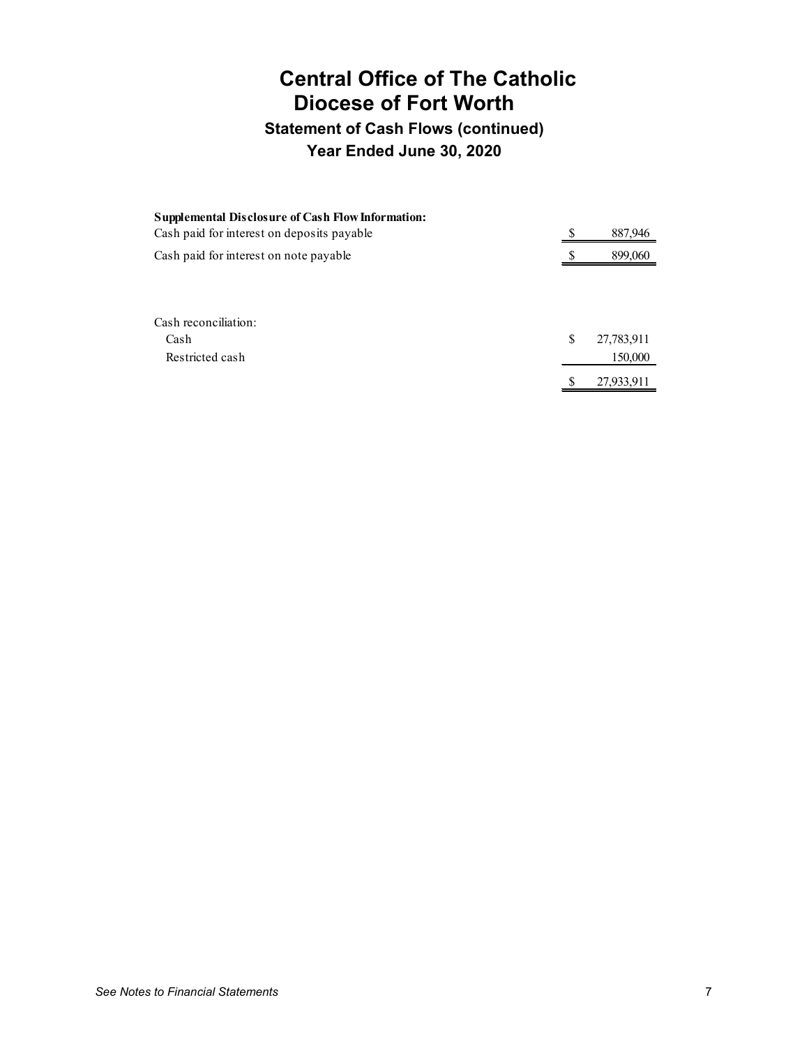# Central Office of The Catholic Diocese of Fort Worth

## Statement of Cash Flows (continued)

## Year Ended June 30, 2020

| **Supplemental Disclosure of Cash Flow Information:** | | |
|---|---|---|
| Cash paid for interest on deposits payable | $ | 887,946 |
| Cash paid for interest on note payable | $ | 899,060 |
| | | |
| Cash reconciliation: | | |
| Cash | $ | 27,783,911 |
| Restricted cash | | 150,000 |
| | $ | 27,933,911 |

*See Notes to Financial Statements*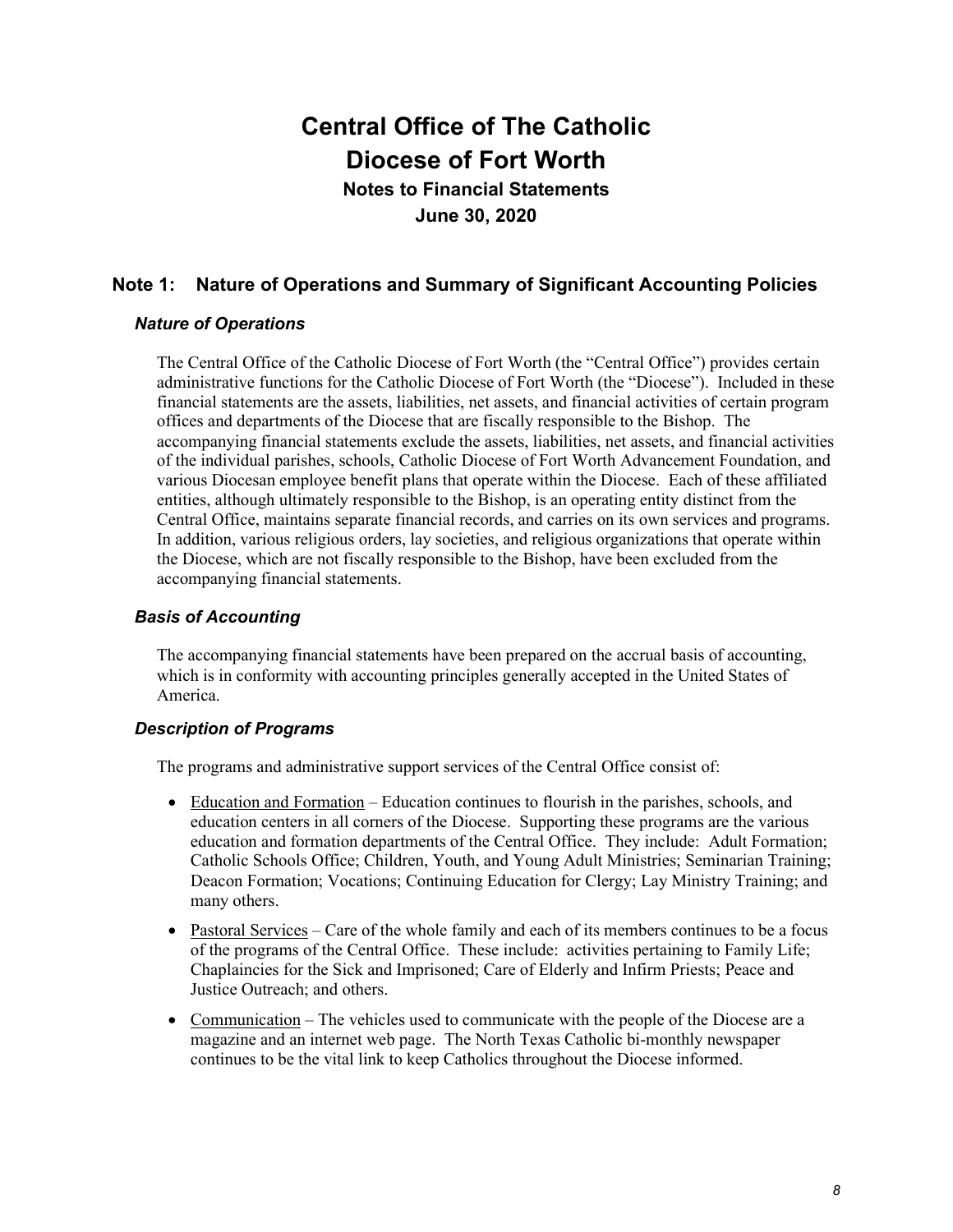# Central Office of The Catholic Diocese of Fort Worth

## Notes to Financial Statements

## June 30, 2020

## Note 1: Nature of Operations and Summary of Significant Accounting Policies

### *Nature of Operations*

The Central Office of the Catholic Diocese of Fort Worth (the "Central Office") provides certain administrative functions for the Catholic Diocese of Fort Worth (the "Diocese"). Included in these financial statements are the assets, liabilities, net assets, and financial activities of certain program offices and departments of the Diocese that are fiscally responsible to the Bishop. The accompanying financial statements exclude the assets, liabilities, net assets, and financial activities of the individual parishes, schools, Catholic Diocese of Fort Worth Advancement Foundation, and various Diocesan employee benefit plans that operate within the Diocese. Each of these affiliated entities, although ultimately responsible to the Bishop, is an operating entity distinct from the Central Office, maintains separate financial records, and carries on its own services and programs. In addition, various religious orders, lay societies, and religious organizations that operate within the Diocese, which are not fiscally responsible to the Bishop, have been excluded from the accompanying financial statements.

### *Basis of Accounting*

The accompanying financial statements have been prepared on the accrual basis of accounting, which is in conformity with accounting principles generally accepted in the United States of America.

### *Description of Programs*

The programs and administrative support services of the Central Office consist of:

- Education and Formation – Education continues to flourish in the parishes, schools, and education centers in all corners of the Diocese. Supporting these programs are the various education and formation departments of the Central Office. They include: Adult Formation; Catholic Schools Office; Children, Youth, and Young Adult Ministries; Seminarian Training; Deacon Formation; Vocations; Continuing Education for Clergy; Lay Ministry Training; and many others.
- Pastoral Services – Care of the whole family and each of its members continues to be a focus of the programs of the Central Office. These include: activities pertaining to Family Life; Chaplaincies for the Sick and Imprisoned; Care of Elderly and Infirm Priests; Peace and Justice Outreach; and others.
- Communication – The vehicles used to communicate with the people of the Diocese are a magazine and an internet web page. The North Texas Catholic bi-monthly newspaper continues to be the vital link to keep Catholics throughout the Diocese informed.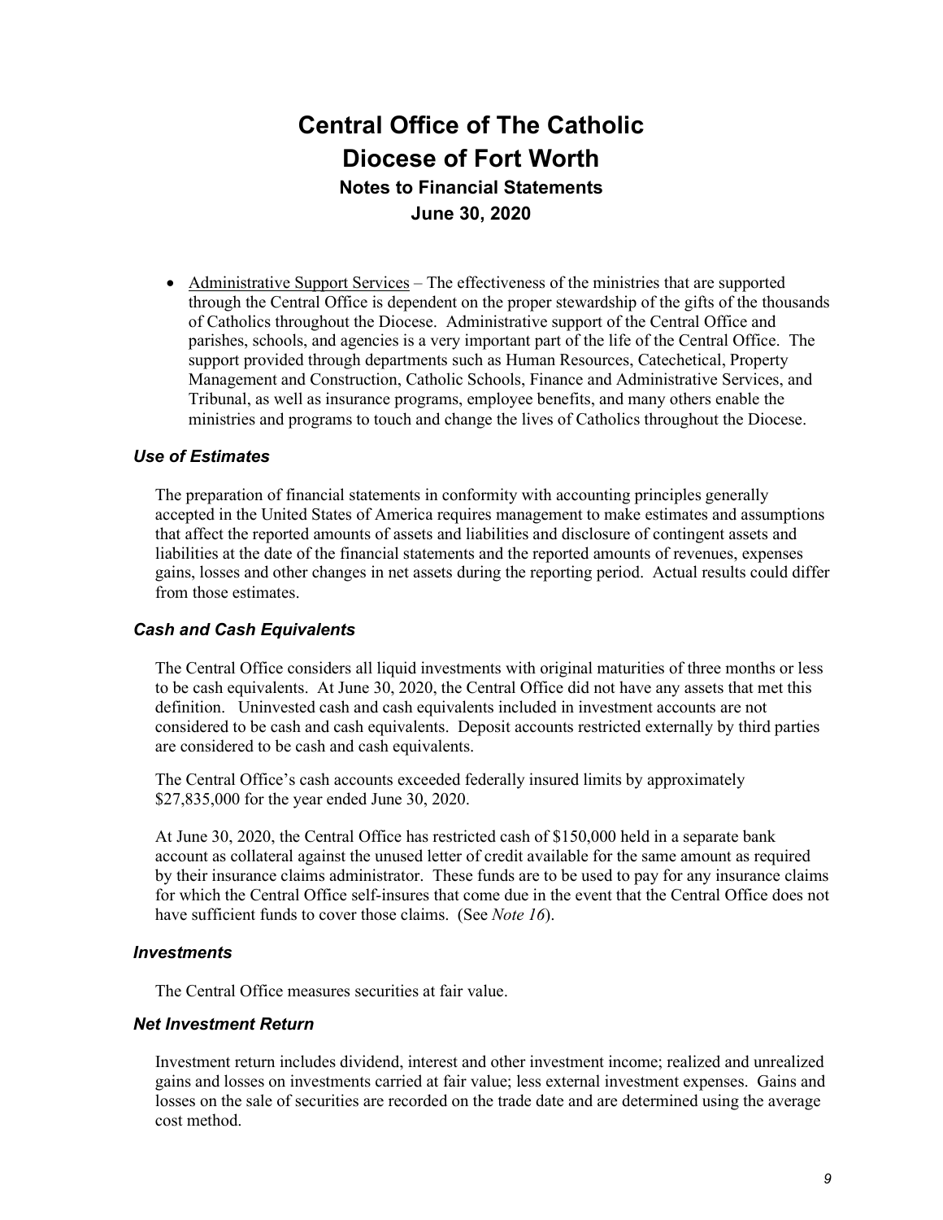- Administrative Support Services – The effectiveness of the ministries that are supported through the Central Office is dependent on the proper stewardship of the gifts of the thousands of Catholics throughout the Diocese. Administrative support of the Central Office and parishes, schools, and agencies is a very important part of the life of the Central Office. The support provided through departments such as Human Resources, Catechetical, Property Management and Construction, Catholic Schools, Finance and Administrative Services, and Tribunal, as well as insurance programs, employee benefits, and many others enable the ministries and programs to touch and change the lives of Catholics throughout the Diocese.

### *Use of Estimates*

The preparation of financial statements in conformity with accounting principles generally accepted in the United States of America requires management to make estimates and assumptions that affect the reported amounts of assets and liabilities and disclosure of contingent assets and liabilities at the date of the financial statements and the reported amounts of revenues, expenses gains, losses and other changes in net assets during the reporting period. Actual results could differ from those estimates.

### *Cash and Cash Equivalents*

The Central Office considers all liquid investments with original maturities of three months or less to be cash equivalents. At June 30, 2020, the Central Office did not have any assets that met this definition. Uninvested cash and cash equivalents included in investment accounts are not considered to be cash and cash equivalents. Deposit accounts restricted externally by third parties are considered to be cash and cash equivalents.

The Central Office's cash accounts exceeded federally insured limits by approximately $27,835,000 for the year ended June 30, 2020.

At June 30, 2020, the Central Office has restricted cash of $150,000 held in a separate bank account as collateral against the unused letter of credit available for the same amount as required by their insurance claims administrator. These funds are to be used to pay for any insurance claims for which the Central Office self-insures that come due in the event that the Central Office does not have sufficient funds to cover those claims. (See *Note 16*).

### *Investments*

The Central Office measures securities at fair value.

### *Net Investment Return*

Investment return includes dividend, interest and other investment income; realized and unrealized gains and losses on investments carried at fair value; less external investment expenses. Gains and losses on the sale of securities are recorded on the trade date and are determined using the average cost method.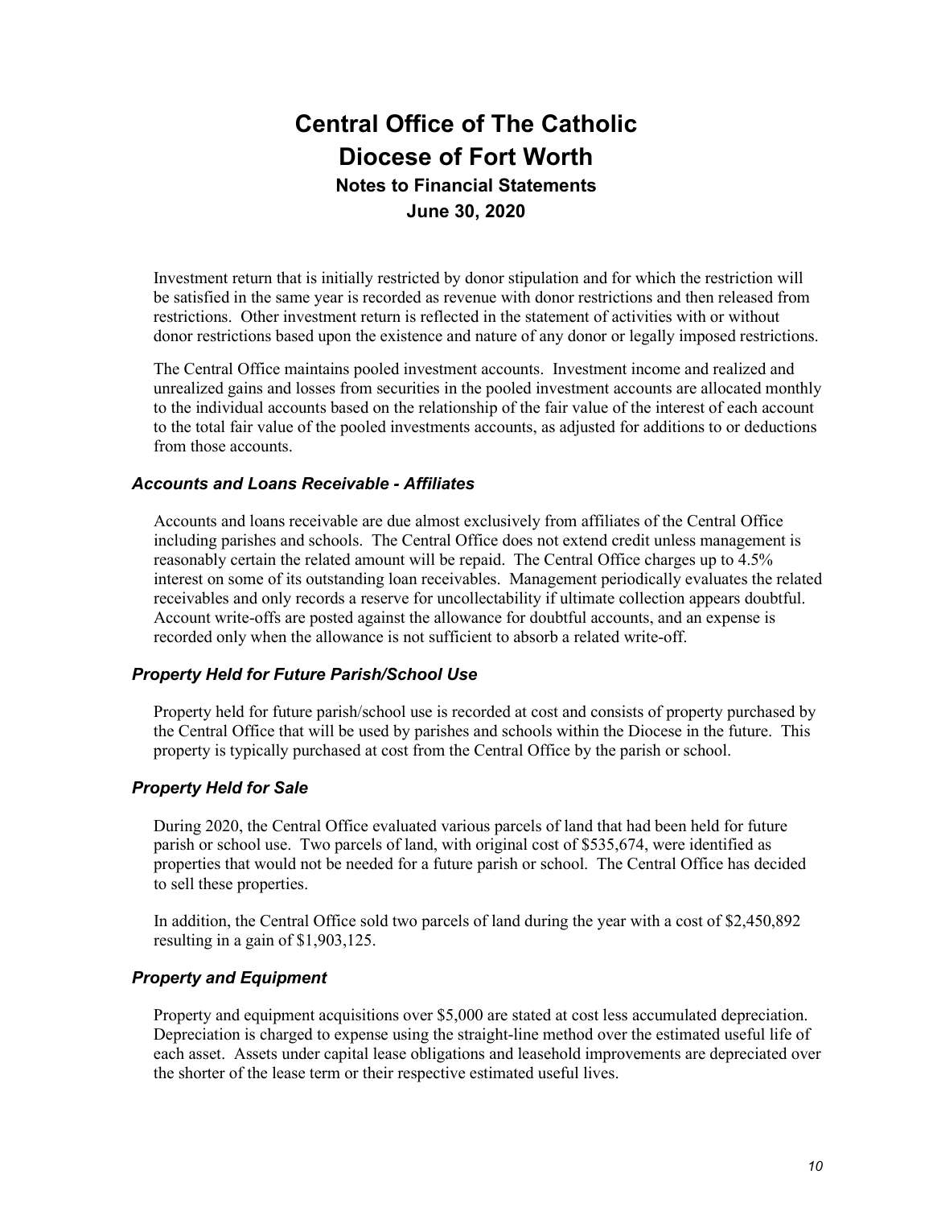Investment return that is initially restricted by donor stipulation and for which the restriction will be satisfied in the same year is recorded as revenue with donor restrictions and then released from restrictions. Other investment return is reflected in the statement of activities with or without donor restrictions based upon the existence and nature of any donor or legally imposed restrictions.

The Central Office maintains pooled investment accounts. Investment income and realized and unrealized gains and losses from securities in the pooled investment accounts are allocated monthly to the individual accounts based on the relationship of the fair value of the interest of each account to the total fair value of the pooled investments accounts, as adjusted for additions to or deductions from those accounts.

### *Accounts and Loans Receivable - Affiliates*

Accounts and loans receivable are due almost exclusively from affiliates of the Central Office including parishes and schools. The Central Office does not extend credit unless management is reasonably certain the related amount will be repaid. The Central Office charges up to 4.5% interest on some of its outstanding loan receivables. Management periodically evaluates the related receivables and only records a reserve for uncollectability if ultimate collection appears doubtful. Account write-offs are posted against the allowance for doubtful accounts, and an expense is recorded only when the allowance is not sufficient to absorb a related write-off.

### *Property Held for Future Parish/School Use*

Property held for future parish/school use is recorded at cost and consists of property purchased by the Central Office that will be used by parishes and schools within the Diocese in the future. This property is typically purchased at cost from the Central Office by the parish or school.

### *Property Held for Sale*

During 2020, the Central Office evaluated various parcels of land that had been held for future parish or school use. Two parcels of land, with original cost of $535,674, were identified as properties that would not be needed for a future parish or school. The Central Office has decided to sell these properties.

In addition, the Central Office sold two parcels of land during the year with a cost of $2,450,892 resulting in a gain of $1,903,125.

### *Property and Equipment*

Property and equipment acquisitions over $5,000 are stated at cost less accumulated depreciation. Depreciation is charged to expense using the straight-line method over the estimated useful life of each asset. Assets under capital lease obligations and leasehold improvements are depreciated over the shorter of the lease term or their respective estimated useful lives.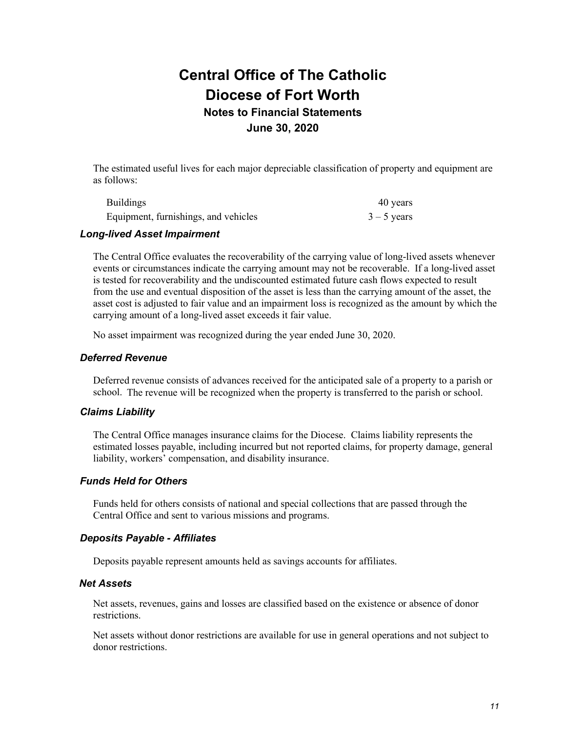The estimated useful lives for each major depreciable classification of property and equipment are as follows:

| | |
|---|---|
| Buildings | 40 years |
| Equipment, furnishings, and vehicles | 3 – 5 years |

### *Long-lived Asset Impairment*

The Central Office evaluates the recoverability of the carrying value of long-lived assets whenever events or circumstances indicate the carrying amount may not be recoverable. If a long-lived asset is tested for recoverability and the undiscounted estimated future cash flows expected to result from the use and eventual disposition of the asset is less than the carrying amount of the asset, the asset cost is adjusted to fair value and an impairment loss is recognized as the amount by which the carrying amount of a long-lived asset exceeds it fair value.

No asset impairment was recognized during the year ended June 30, 2020.

### *Deferred Revenue*

Deferred revenue consists of advances received for the anticipated sale of a property to a parish or school. The revenue will be recognized when the property is transferred to the parish or school.

### *Claims Liability*

The Central Office manages insurance claims for the Diocese. Claims liability represents the estimated losses payable, including incurred but not reported claims, for property damage, general liability, workers' compensation, and disability insurance.

### *Funds Held for Others*

Funds held for others consists of national and special collections that are passed through the Central Office and sent to various missions and programs.

### *Deposits Payable - Affiliates*

Deposits payable represent amounts held as savings accounts for affiliates.

### *Net Assets*

Net assets, revenues, gains and losses are classified based on the existence or absence of donor restrictions.

Net assets without donor restrictions are available for use in general operations and not subject to donor restrictions.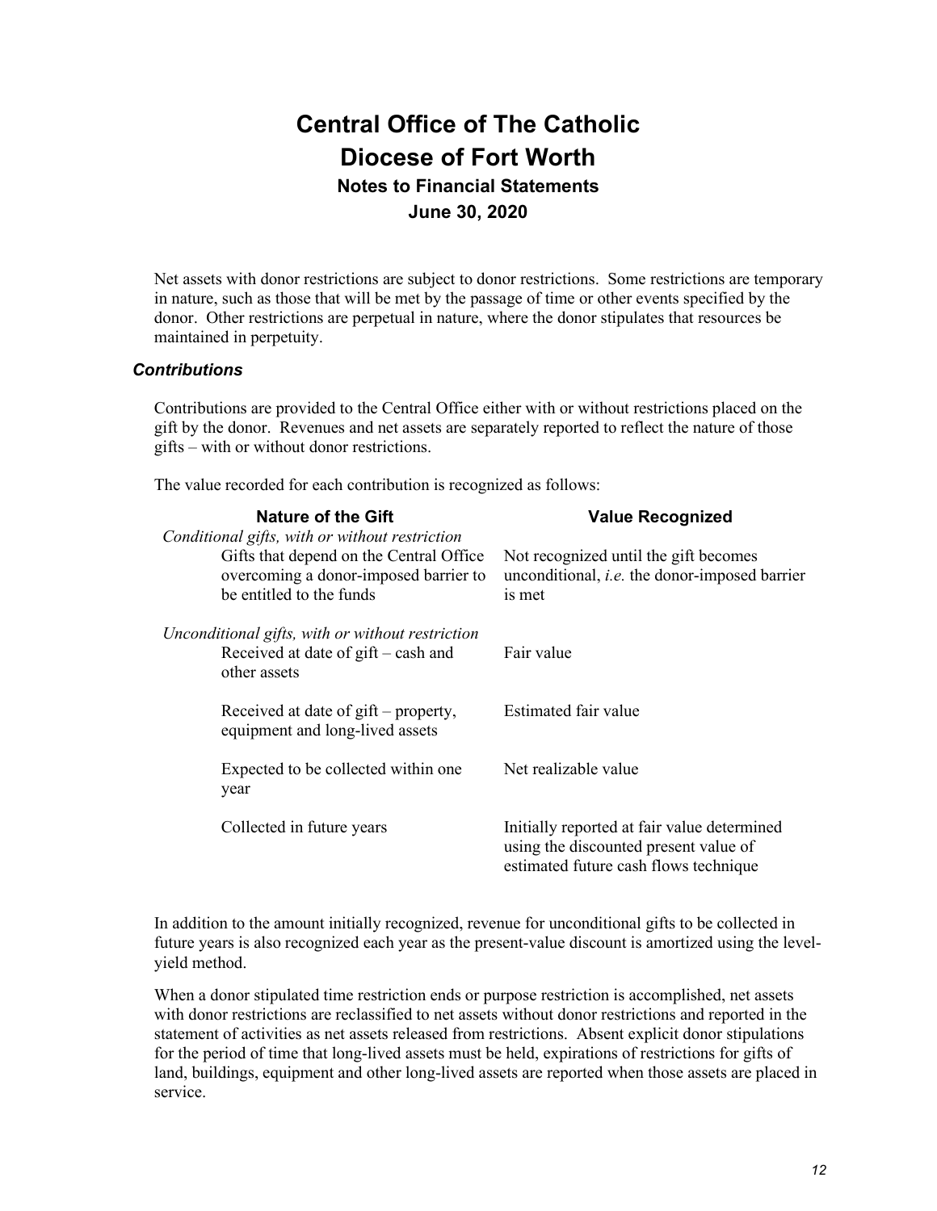Net assets with donor restrictions are subject to donor restrictions. Some restrictions are temporary in nature, such as those that will be met by the passage of time or other events specified by the donor. Other restrictions are perpetual in nature, where the donor stipulates that resources be maintained in perpetuity.

### *Contributions*

Contributions are provided to the Central Office either with or without restrictions placed on the gift by the donor. Revenues and net assets are separately reported to reflect the nature of those gifts – with or without donor restrictions.

The value recorded for each contribution is recognized as follows:

| Nature of the Gift | Value Recognized |
|---|---|
| *Conditional gifts, with or without restriction* | |
| Gifts that depend on the Central Office overcoming a donor-imposed barrier to be entitled to the funds | Not recognized until the gift becomes unconditional, *i.e.* the donor-imposed barrier is met |
| *Unconditional gifts, with or without restriction* | |
| Received at date of gift – cash and other assets | Fair value |
| Received at date of gift – property, equipment and long-lived assets | Estimated fair value |
| Expected to be collected within one year | Net realizable value |
| Collected in future years | Initially reported at fair value determined using the discounted present value of estimated future cash flows technique |

In addition to the amount initially recognized, revenue for unconditional gifts to be collected in future years is also recognized each year as the present-value discount is amortized using the level-yield method.

When a donor stipulated time restriction ends or purpose restriction is accomplished, net assets with donor restrictions are reclassified to net assets without donor restrictions and reported in the statement of activities as net assets released from restrictions. Absent explicit donor stipulations for the period of time that long-lived assets must be held, expirations of restrictions for gifts of land, buildings, equipment and other long-lived assets are reported when those assets are placed in service.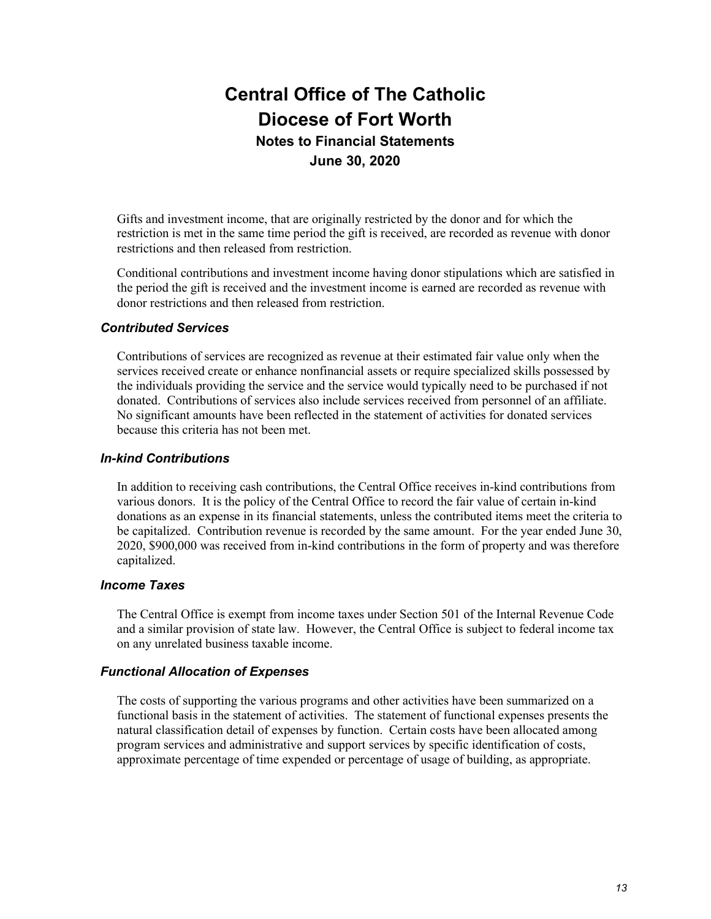Gifts and investment income, that are originally restricted by the donor and for which the restriction is met in the same time period the gift is received, are recorded as revenue with donor restrictions and then released from restriction.

Conditional contributions and investment income having donor stipulations which are satisfied in the period the gift is received and the investment income is earned are recorded as revenue with donor restrictions and then released from restriction.

### *Contributed Services*

Contributions of services are recognized as revenue at their estimated fair value only when the services received create or enhance nonfinancial assets or require specialized skills possessed by the individuals providing the service and the service would typically need to be purchased if not donated. Contributions of services also include services received from personnel of an affiliate. No significant amounts have been reflected in the statement of activities for donated services because this criteria has not been met.

### *In-kind Contributions*

In addition to receiving cash contributions, the Central Office receives in-kind contributions from various donors. It is the policy of the Central Office to record the fair value of certain in-kind donations as an expense in its financial statements, unless the contributed items meet the criteria to be capitalized. Contribution revenue is recorded by the same amount. For the year ended June 30, 2020, $900,000 was received from in-kind contributions in the form of property and was therefore capitalized.

### *Income Taxes*

The Central Office is exempt from income taxes under Section 501 of the Internal Revenue Code and a similar provision of state law. However, the Central Office is subject to federal income tax on any unrelated business taxable income.

### *Functional Allocation of Expenses*

The costs of supporting the various programs and other activities have been summarized on a functional basis in the statement of activities. The statement of functional expenses presents the natural classification detail of expenses by function. Certain costs have been allocated among program services and administrative and support services by specific identification of costs, approximate percentage of time expended or percentage of usage of building, as appropriate.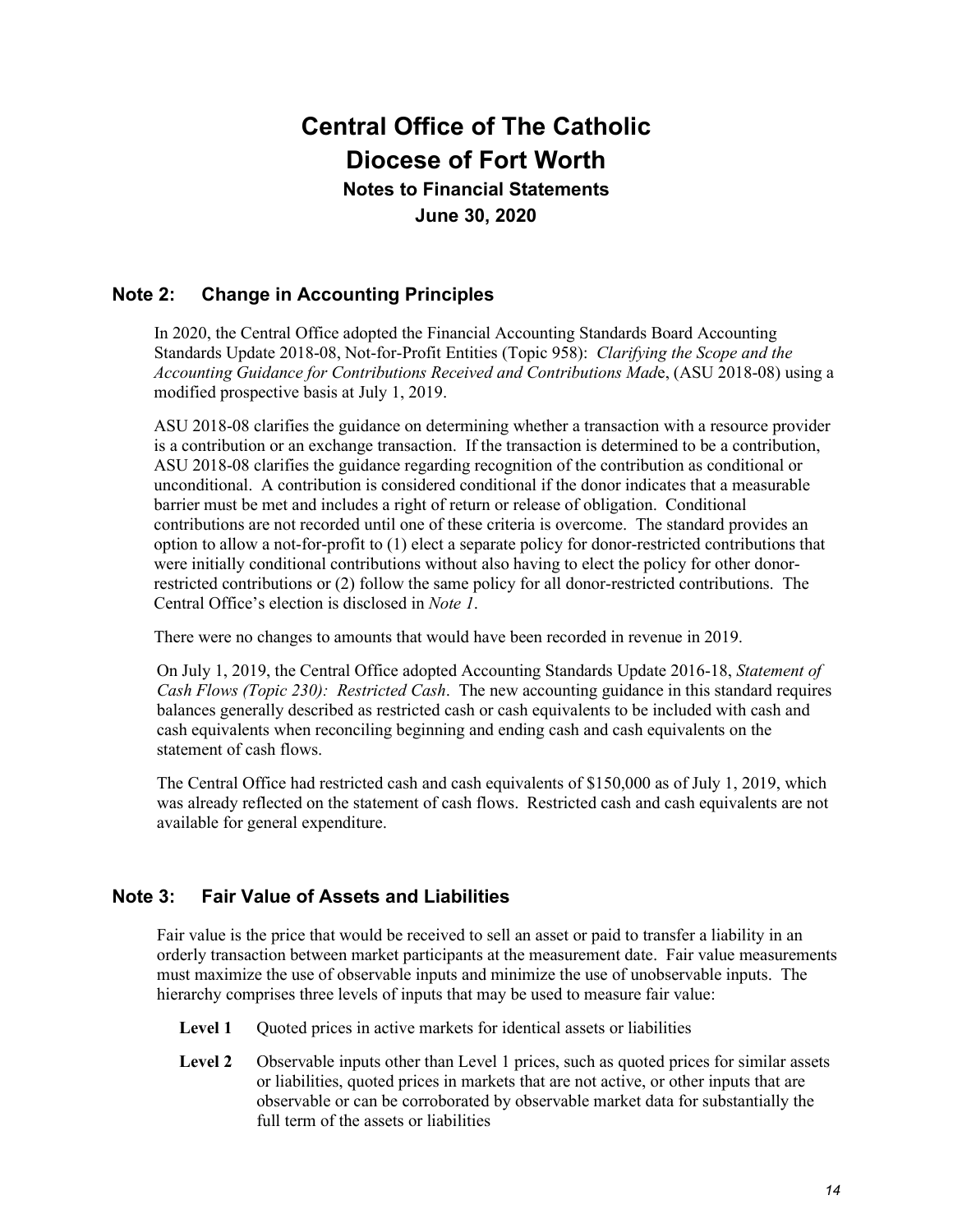# Central Office of The Catholic Diocese of Fort Worth

**Notes to Financial Statements**
**June 30, 2020**

## Note 2: Change in Accounting Principles

In 2020, the Central Office adopted the Financial Accounting Standards Board Accounting Standards Update 2018-08, Not-for-Profit Entities (Topic 958): *Clarifying the Scope and the Accounting Guidance for Contributions Received and Contributions Mad*e, (ASU 2018-08) using a modified prospective basis at July 1, 2019.

ASU 2018-08 clarifies the guidance on determining whether a transaction with a resource provider is a contribution or an exchange transaction. If the transaction is determined to be a contribution, ASU 2018-08 clarifies the guidance regarding recognition of the contribution as conditional or unconditional. A contribution is considered conditional if the donor indicates that a measurable barrier must be met and includes a right of return or release of obligation. Conditional contributions are not recorded until one of these criteria is overcome. The standard provides an option to allow a not-for-profit to (1) elect a separate policy for donor-restricted contributions that were initially conditional contributions without also having to elect the policy for other donor-restricted contributions or (2) follow the same policy for all donor-restricted contributions. The Central Office's election is disclosed in *Note 1*.

There were no changes to amounts that would have been recorded in revenue in 2019.

On July 1, 2019, the Central Office adopted Accounting Standards Update 2016-18, *Statement of Cash Flows (Topic 230): Restricted Cash*. The new accounting guidance in this standard requires balances generally described as restricted cash or cash equivalents to be included with cash and cash equivalents when reconciling beginning and ending cash and cash equivalents on the statement of cash flows.

The Central Office had restricted cash and cash equivalents of $150,000 as of July 1, 2019, which was already reflected on the statement of cash flows. Restricted cash and cash equivalents are not available for general expenditure.

## Note 3: Fair Value of Assets and Liabilities

Fair value is the price that would be received to sell an asset or paid to transfer a liability in an orderly transaction between market participants at the measurement date. Fair value measurements must maximize the use of observable inputs and minimize the use of unobservable inputs. The hierarchy comprises three levels of inputs that may be used to measure fair value:

**Level 1** Quoted prices in active markets for identical assets or liabilities

**Level 2** Observable inputs other than Level 1 prices, such as quoted prices for similar assets or liabilities, quoted prices in markets that are not active, or other inputs that are observable or can be corroborated by observable market data for substantially the full term of the assets or liabilities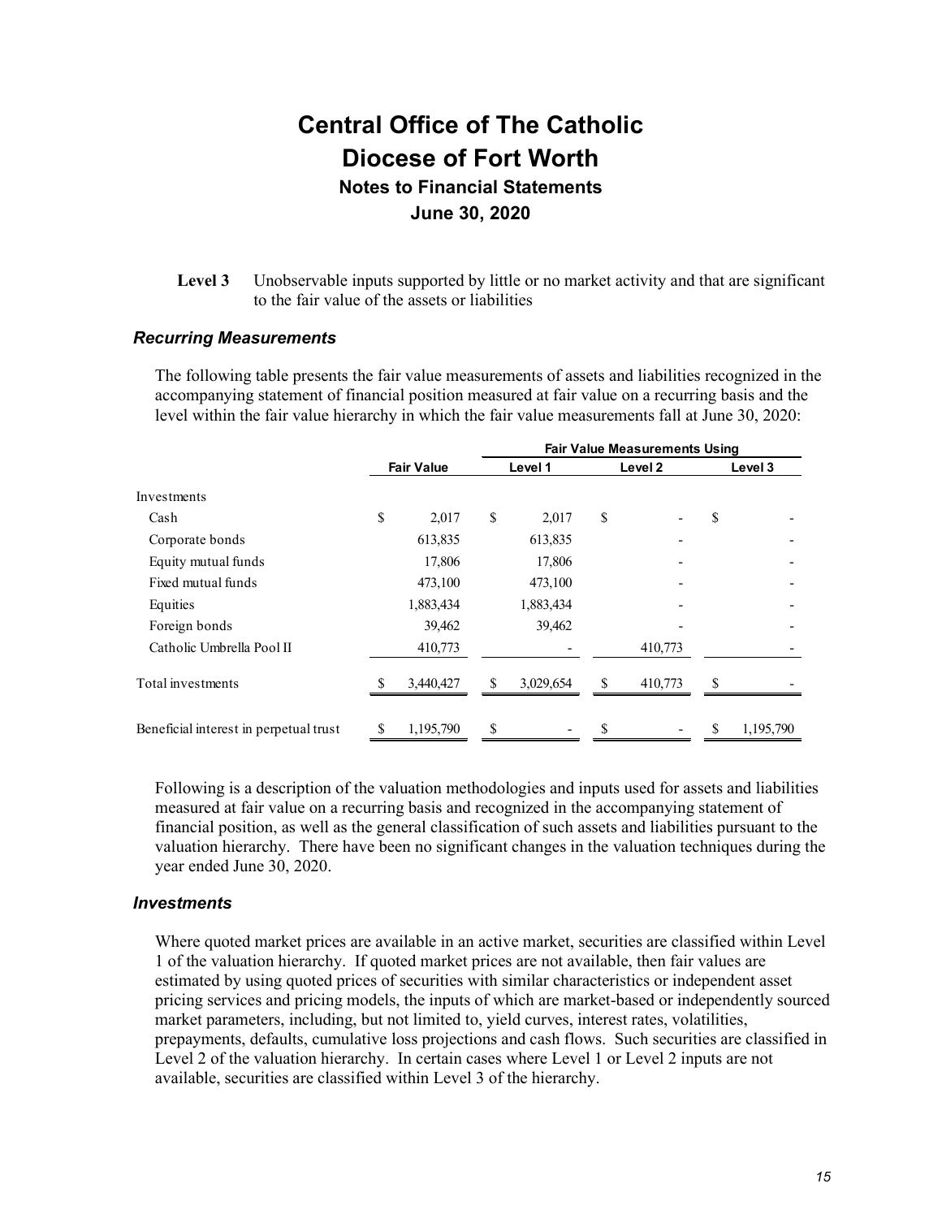# Central Office of The Catholic Diocese of Fort Worth

## Notes to Financial Statements

## June 30, 2020

**Level 3** Unobservable inputs supported by little or no market activity and that are significant to the fair value of the assets or liabilities

### *Recurring Measurements*

The following table presents the fair value measurements of assets and liabilities recognized in the accompanying statement of financial position measured at fair value on a recurring basis and the level within the fair value hierarchy in which the fair value measurements fall at June 30, 2020:

| | | Fair Value Measurements Using | | |
|---|---|---|---|---|
| | Fair Value | Level 1 | Level 2 | Level 3 |
| Investments | | | | |
| Cash | $ 2,017 | $ 2,017 | $ - | $ - |
| Corporate bonds | 613,835 | 613,835 | - | - |
| Equity mutual funds | 17,806 | 17,806 | - | - |
| Fixed mutual funds | 473,100 | 473,100 | - | - |
| Equities | 1,883,434 | 1,883,434 | - | - |
| Foreign bonds | 39,462 | 39,462 | - | - |
| Catholic Umbrella Pool II | 410,773 | - | 410,773 | - |
| Total investments | $ 3,440,427 | $ 3,029,654 | $ 410,773 | $ - |
| Beneficial interest in perpetual trust | $ 1,195,790 | $ - | $ - | $ 1,195,790 |

Following is a description of the valuation methodologies and inputs used for assets and liabilities measured at fair value on a recurring basis and recognized in the accompanying statement of financial position, as well as the general classification of such assets and liabilities pursuant to the valuation hierarchy. There have been no significant changes in the valuation techniques during the year ended June 30, 2020.

### *Investments*

Where quoted market prices are available in an active market, securities are classified within Level 1 of the valuation hierarchy. If quoted market prices are not available, then fair values are estimated by using quoted prices of securities with similar characteristics or independent asset pricing services and pricing models, the inputs of which are market-based or independently sourced market parameters, including, but not limited to, yield curves, interest rates, volatilities, prepayments, defaults, cumulative loss projections and cash flows. Such securities are classified in Level 2 of the valuation hierarchy. In certain cases where Level 1 or Level 2 inputs are not available, securities are classified within Level 3 of the hierarchy.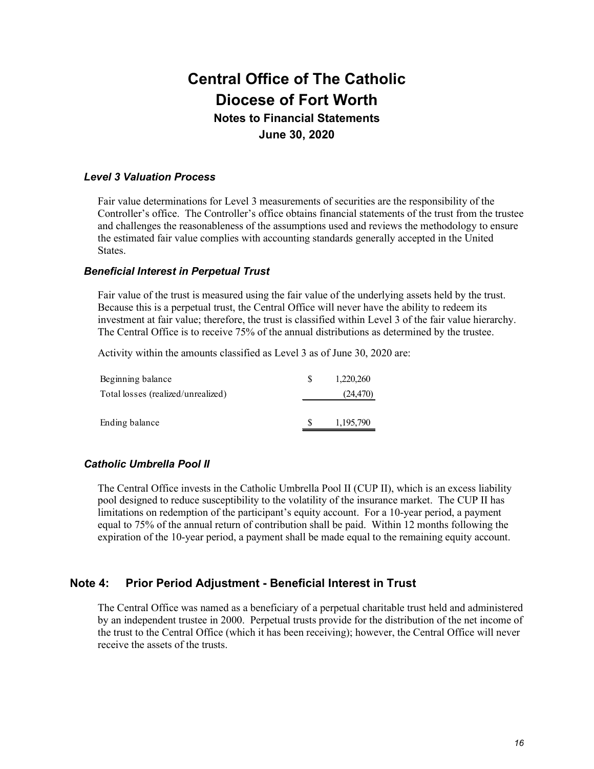### *Level 3 Valuation Process*

Fair value determinations for Level 3 measurements of securities are the responsibility of the Controller's office. The Controller's office obtains financial statements of the trust from the trustee and challenges the reasonableness of the assumptions used and reviews the methodology to ensure the estimated fair value complies with accounting standards generally accepted in the United States.

### *Beneficial Interest in Perpetual Trust*

Fair value of the trust is measured using the fair value of the underlying assets held by the trust. Because this is a perpetual trust, the Central Office will never have the ability to redeem its investment at fair value; therefore, the trust is classified within Level 3 of the fair value hierarchy. The Central Office is to receive 75% of the annual distributions as determined by the trustee.

Activity within the amounts classified as Level 3 as of June 30, 2020 are:

| | | |
|---|---|---|
| Beginning balance | $ | 1,220,260 |
| Total losses (realized/unrealized) | | (24,470) |
| Ending balance | $ | 1,195,790 |

### *Catholic Umbrella Pool II*

The Central Office invests in the Catholic Umbrella Pool II (CUP II), which is an excess liability pool designed to reduce susceptibility to the volatility of the insurance market. The CUP II has limitations on redemption of the participant's equity account. For a 10-year period, a payment equal to 75% of the annual return of contribution shall be paid. Within 12 months following the expiration of the 10-year period, a payment shall be made equal to the remaining equity account.

## Note 4: Prior Period Adjustment - Beneficial Interest in Trust

The Central Office was named as a beneficiary of a perpetual charitable trust held and administered by an independent trustee in 2000. Perpetual trusts provide for the distribution of the net income of the trust to the Central Office (which it has been receiving); however, the Central Office will never receive the assets of the trusts.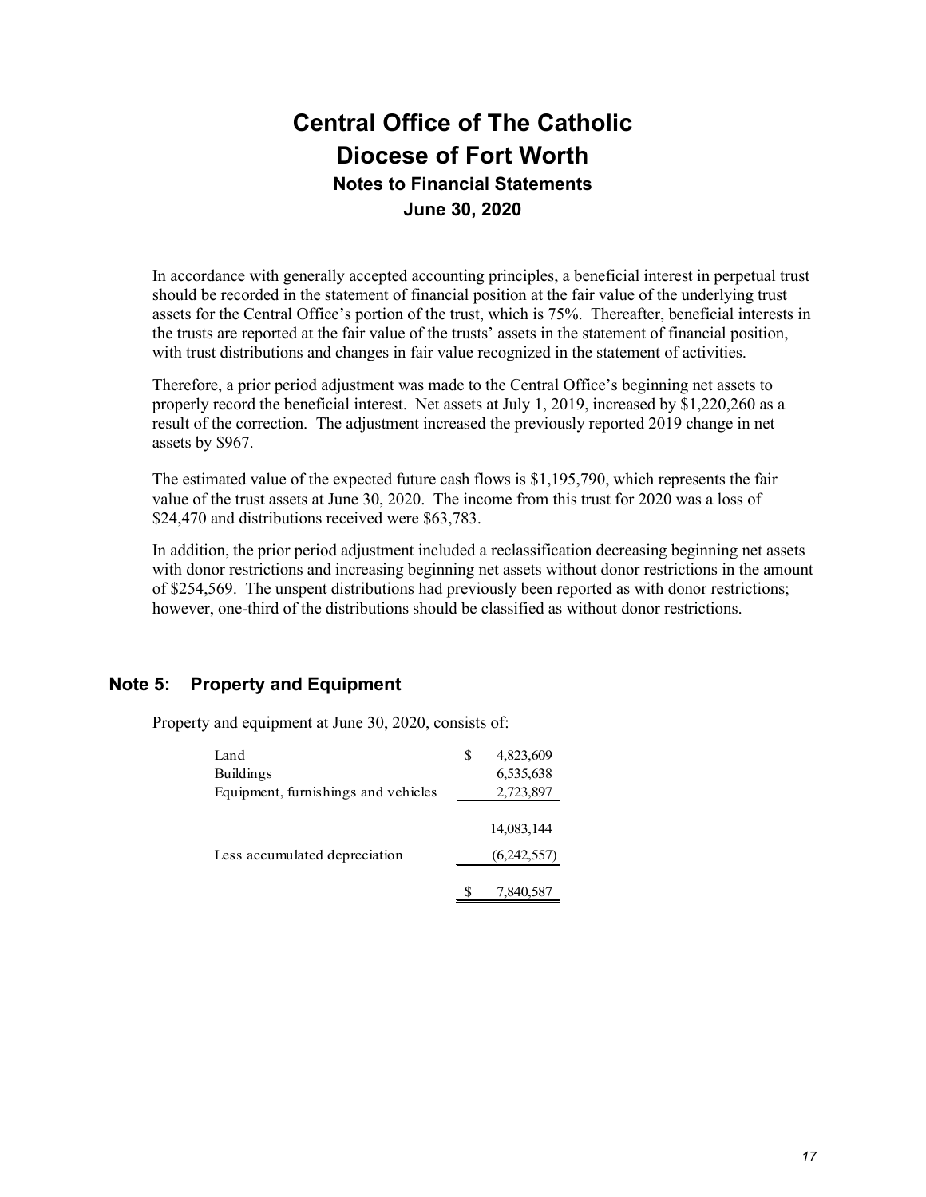In accordance with generally accepted accounting principles, a beneficial interest in perpetual trust should be recorded in the statement of financial position at the fair value of the underlying trust assets for the Central Office's portion of the trust, which is 75%. Thereafter, beneficial interests in the trusts are reported at the fair value of the trusts' assets in the statement of financial position, with trust distributions and changes in fair value recognized in the statement of activities.

Therefore, a prior period adjustment was made to the Central Office's beginning net assets to properly record the beneficial interest. Net assets at July 1, 2019, increased by $1,220,260 as a result of the correction. The adjustment increased the previously reported 2019 change in net assets by $967.

The estimated value of the expected future cash flows is $1,195,790, which represents the fair value of the trust assets at June 30, 2020. The income from this trust for 2020 was a loss of $24,470 and distributions received were $63,783.

In addition, the prior period adjustment included a reclassification decreasing beginning net assets with donor restrictions and increasing beginning net assets without donor restrictions in the amount of $254,569. The unspent distributions had previously been reported as with donor restrictions; however, one-third of the distributions should be classified as without donor restrictions.

## Note 5: Property and Equipment

Property and equipment at June 30, 2020, consists of:

| | |
|---|---|
| Land | $ 4,823,609 |
| Buildings | 6,535,638 |
| Equipment, furnishings and vehicles | 2,723,897 |
| | 14,083,144 |
| Less accumulated depreciation | (6,242,557) |
| | $ 7,840,587 |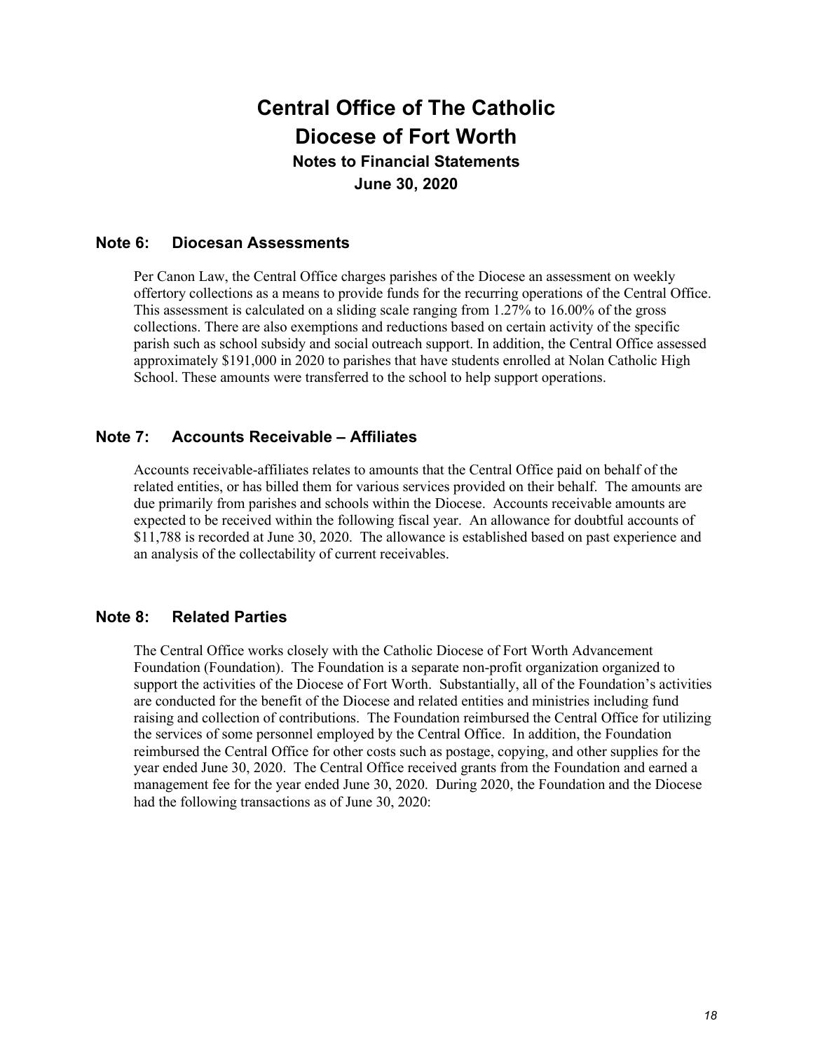# Central Office of The Catholic Diocese of Fort Worth

## Notes to Financial Statements

## June 30, 2020

### Note 6: Diocesan Assessments

Per Canon Law, the Central Office charges parishes of the Diocese an assessment on weekly offertory collections as a means to provide funds for the recurring operations of the Central Office. This assessment is calculated on a sliding scale ranging from 1.27% to 16.00% of the gross collections. There are also exemptions and reductions based on certain activity of the specific parish such as school subsidy and social outreach support. In addition, the Central Office assessed approximately $191,000 in 2020 to parishes that have students enrolled at Nolan Catholic High School. These amounts were transferred to the school to help support operations.

### Note 7: Accounts Receivable – Affiliates

Accounts receivable-affiliates relates to amounts that the Central Office paid on behalf of the related entities, or has billed them for various services provided on their behalf. The amounts are due primarily from parishes and schools within the Diocese. Accounts receivable amounts are expected to be received within the following fiscal year. An allowance for doubtful accounts of $11,788 is recorded at June 30, 2020. The allowance is established based on past experience and an analysis of the collectability of current receivables.

### Note 8: Related Parties

The Central Office works closely with the Catholic Diocese of Fort Worth Advancement Foundation (Foundation). The Foundation is a separate non-profit organization organized to support the activities of the Diocese of Fort Worth. Substantially, all of the Foundation's activities are conducted for the benefit of the Diocese and related entities and ministries including fund raising and collection of contributions. The Foundation reimbursed the Central Office for utilizing the services of some personnel employed by the Central Office. In addition, the Foundation reimbursed the Central Office for other costs such as postage, copying, and other supplies for the year ended June 30, 2020. The Central Office received grants from the Foundation and earned a management fee for the year ended June 30, 2020. During 2020, the Foundation and the Diocese had the following transactions as of June 30, 2020: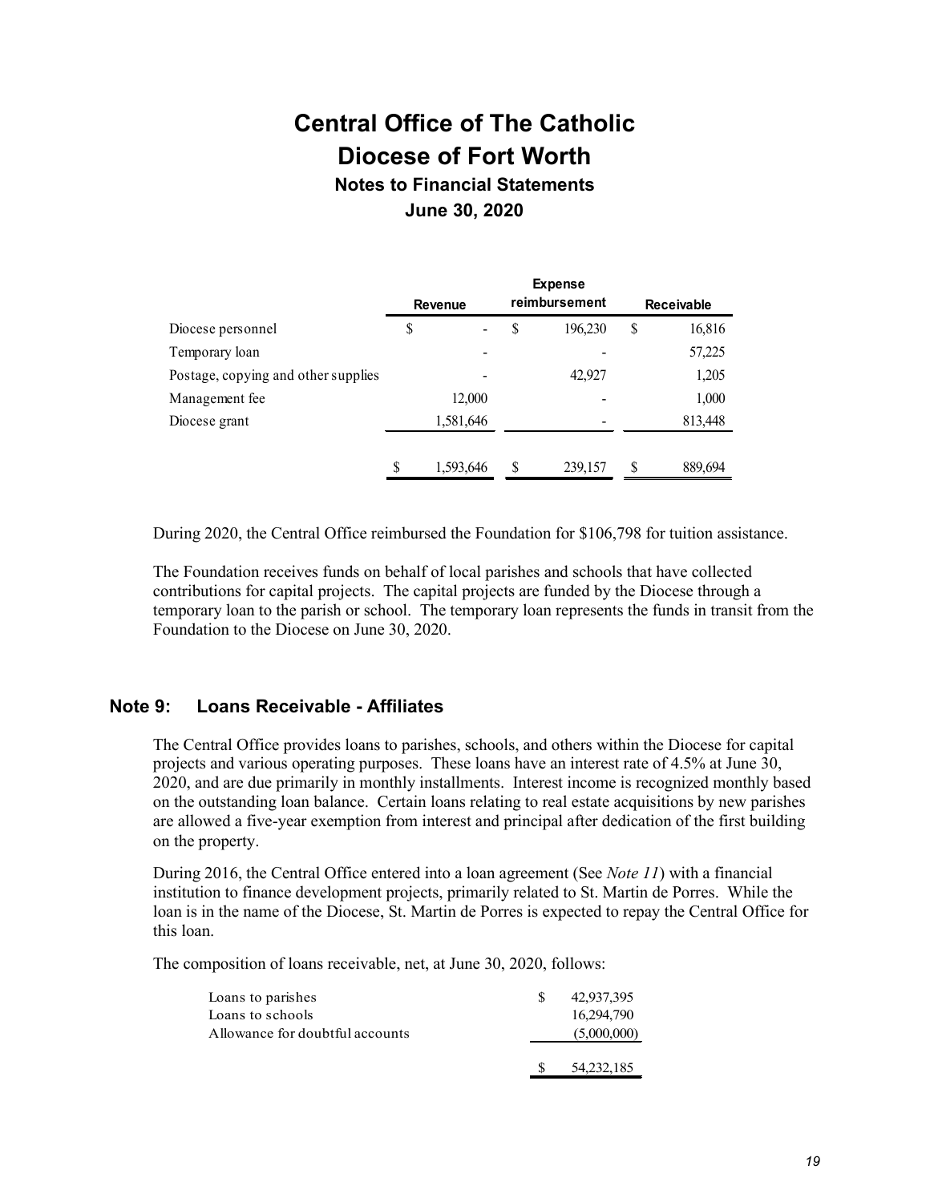# Central Office of The Catholic Diocese of Fort Worth

## Notes to Financial Statements

### June 30, 2020

| | Revenue | Expense reimbursement | Receivable |
|---|---|---|---|
| Diocese personnel | $ - | $ 196,230 | $ 16,816 |
| Temporary loan | - | - | 57,225 |
| Postage, copying and other supplies | - | 42,927 | 1,205 |
| Management fee | 12,000 | - | 1,000 |
| Diocese grant | 1,581,646 | - | 813,448 |
| | $ 1,593,646 | $ 239,157 | $ 889,694 |

During 2020, the Central Office reimbursed the Foundation for $106,798 for tuition assistance.

The Foundation receives funds on behalf of local parishes and schools that have collected contributions for capital projects. The capital projects are funded by the Diocese through a temporary loan to the parish or school. The temporary loan represents the funds in transit from the Foundation to the Diocese on June 30, 2020.

## Note 9: Loans Receivable - Affiliates

The Central Office provides loans to parishes, schools, and others within the Diocese for capital projects and various operating purposes. These loans have an interest rate of 4.5% at June 30, 2020, and are due primarily in monthly installments. Interest income is recognized monthly based on the outstanding loan balance. Certain loans relating to real estate acquisitions by new parishes are allowed a five-year exemption from interest and principal after dedication of the first building on the property.

During 2016, the Central Office entered into a loan agreement (See *Note 11*) with a financial institution to finance development projects, primarily related to St. Martin de Porres. While the loan is in the name of the Diocese, St. Martin de Porres is expected to repay the Central Office for this loan.

The composition of loans receivable, net, at June 30, 2020, follows:

| | |
|---|---|
| Loans to parishes | $ 42,937,395 |
| Loans to schools | 16,294,790 |
| Allowance for doubtful accounts | (5,000,000) |
| | $ 54,232,185 |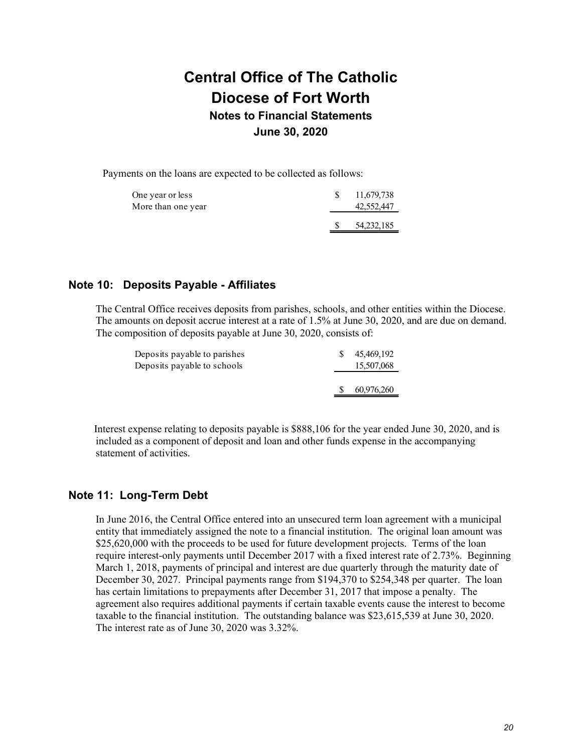Payments on the loans are expected to be collected as follows:

| | |
|---|---|
| One year or less | $ 11,679,738 |
| More than one year | 42,552,447 |
| | $ 54,232,185 |

## Note 10: Deposits Payable - Affiliates

The Central Office receives deposits from parishes, schools, and other entities within the Diocese. The amounts on deposit accrue interest at a rate of 1.5% at June 30, 2020, and are due on demand. The composition of deposits payable at June 30, 2020, consists of:

| | |
|---|---|
| Deposits payable to parishes | $ 45,469,192 |
| Deposits payable to schools | 15,507,068 |
| | $ 60,976,260 |

Interest expense relating to deposits payable is $888,106 for the year ended June 30, 2020, and is included as a component of deposit and loan and other funds expense in the accompanying statement of activities.

## Note 11: Long-Term Debt

In June 2016, the Central Office entered into an unsecured term loan agreement with a municipal entity that immediately assigned the note to a financial institution. The original loan amount was $25,620,000 with the proceeds to be used for future development projects. Terms of the loan require interest-only payments until December 2017 with a fixed interest rate of 2.73%. Beginning March 1, 2018, payments of principal and interest are due quarterly through the maturity date of December 30, 2027. Principal payments range from $194,370 to $254,348 per quarter. The loan has certain limitations to prepayments after December 31, 2017 that impose a penalty. The agreement also requires additional payments if certain taxable events cause the interest to become taxable to the financial institution. The outstanding balance was $23,615,539 at June 30, 2020. The interest rate as of June 30, 2020 was 3.32%.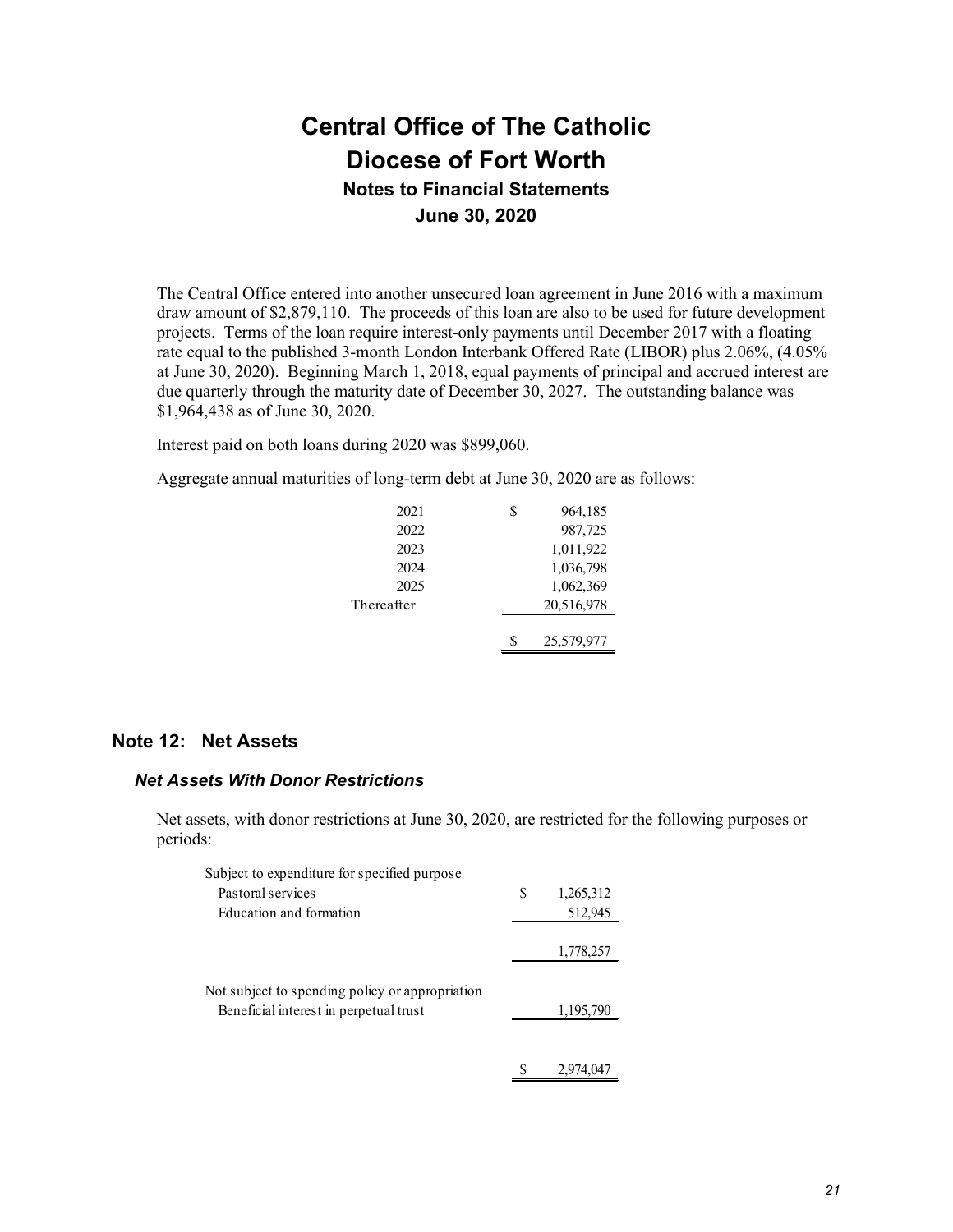The Central Office entered into another unsecured loan agreement in June 2016 with a maximum draw amount of $2,879,110. The proceeds of this loan are also to be used for future development projects. Terms of the loan require interest-only payments until December 2017 with a floating rate equal to the published 3-month London Interbank Offered Rate (LIBOR) plus 2.06%, (4.05% at June 30, 2020). Beginning March 1, 2018, equal payments of principal and accrued interest are due quarterly through the maturity date of December 30, 2027. The outstanding balance was $1,964,438 as of June 30, 2020.

Interest paid on both loans during 2020 was $899,060.

Aggregate annual maturities of long-term debt at June 30, 2020 are as follows:

| | |
|---|---|
| 2021 | $ 964,185 |
| 2022 | 987,725 |
| 2023 | 1,011,922 |
| 2024 | 1,036,798 |
| 2025 | 1,062,369 |
| Thereafter | 20,516,978 |
| | $ 25,579,977 |

## Note 12: Net Assets

### *Net Assets With Donor Restrictions*

Net assets, with donor restrictions at June 30, 2020, are restricted for the following purposes or periods:

| | |
|---|---|
| Subject to expenditure for specified purpose | |
| Pastoral services | $ 1,265,312 |
| Education and formation | 512,945 |
| | 1,778,257 |
| Not subject to spending policy or appropriation | |
| Beneficial interest in perpetual trust | 1,195,790 |
| | $ 2,974,047 |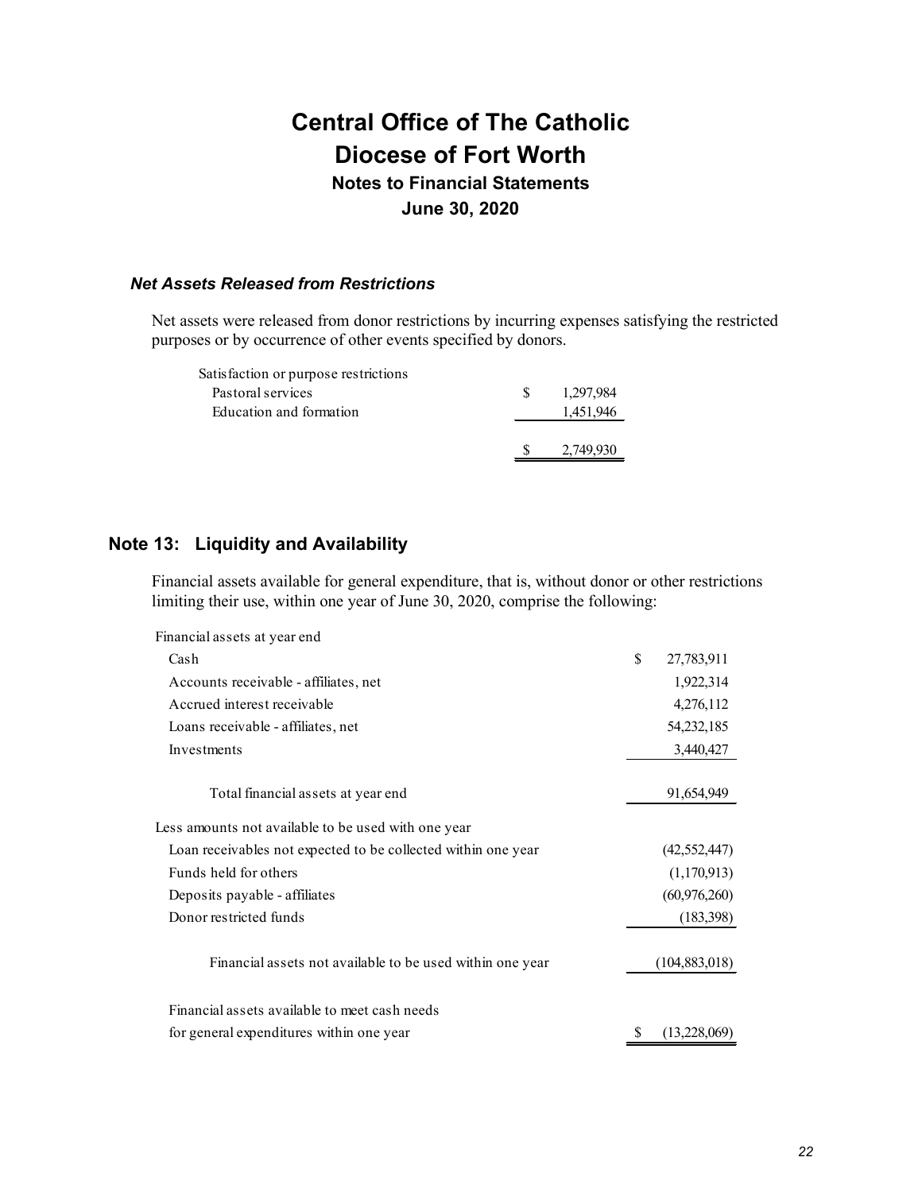### *Net Assets Released from Restrictions*

Net assets were released from donor restrictions by incurring expenses satisfying the restricted purposes or by occurrence of other events specified by donors.

| | |
|---|---|
| Satisfaction or purpose restrictions | |
| Pastoral services | $ 1,297,984 |
| Education and formation | 1,451,946 |
| | $ 2,749,930 |

## Note 13: Liquidity and Availability

Financial assets available for general expenditure, that is, without donor or other restrictions limiting their use, within one year of June 30, 2020, comprise the following:

| | |
|---|---|
| Financial assets at year end | |
| Cash | $ 27,783,911 |
| Accounts receivable - affiliates, net | 1,922,314 |
| Accrued interest receivable | 4,276,112 |
| Loans receivable - affiliates, net | 54,232,185 |
| Investments | 3,440,427 |
| Total financial assets at year end | 91,654,949 |
| Less amounts not available to be used with one year | |
| Loan receivables not expected to be collected within one year | (42,552,447) |
| Funds held for others | (1,170,913) |
| Deposits payable - affiliates | (60,976,260) |
| Donor restricted funds | (183,398) |
| Financial assets not available to be used within one year | (104,883,018) |
| Financial assets available to meet cash needs for general expenditures within one year | $ (13,228,069) |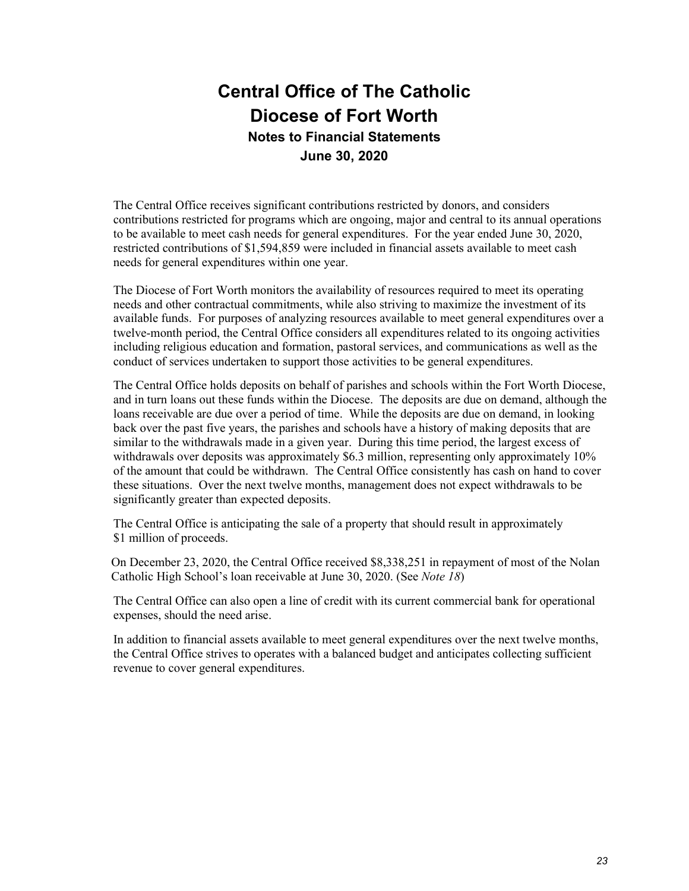The Central Office receives significant contributions restricted by donors, and considers contributions restricted for programs which are ongoing, major and central to its annual operations to be available to meet cash needs for general expenditures. For the year ended June 30, 2020, restricted contributions of $1,594,859 were included in financial assets available to meet cash needs for general expenditures within one year.

The Diocese of Fort Worth monitors the availability of resources required to meet its operating needs and other contractual commitments, while also striving to maximize the investment of its available funds. For purposes of analyzing resources available to meet general expenditures over a twelve-month period, the Central Office considers all expenditures related to its ongoing activities including religious education and formation, pastoral services, and communications as well as the conduct of services undertaken to support those activities to be general expenditures.

The Central Office holds deposits on behalf of parishes and schools within the Fort Worth Diocese, and in turn loans out these funds within the Diocese. The deposits are due on demand, although the loans receivable are due over a period of time. While the deposits are due on demand, in looking back over the past five years, the parishes and schools have a history of making deposits that are similar to the withdrawals made in a given year. During this time period, the largest excess of withdrawals over deposits was approximately $6.3 million, representing only approximately 10% of the amount that could be withdrawn. The Central Office consistently has cash on hand to cover these situations. Over the next twelve months, management does not expect withdrawals to be significantly greater than expected deposits.

The Central Office is anticipating the sale of a property that should result in approximately $1 million of proceeds.

On December 23, 2020, the Central Office received $8,338,251 in repayment of most of the Nolan Catholic High School's loan receivable at June 30, 2020. (See *Note 18*)

The Central Office can also open a line of credit with its current commercial bank for operational expenses, should the need arise.

In addition to financial assets available to meet general expenditures over the next twelve months, the Central Office strives to operates with a balanced budget and anticipates collecting sufficient revenue to cover general expenditures.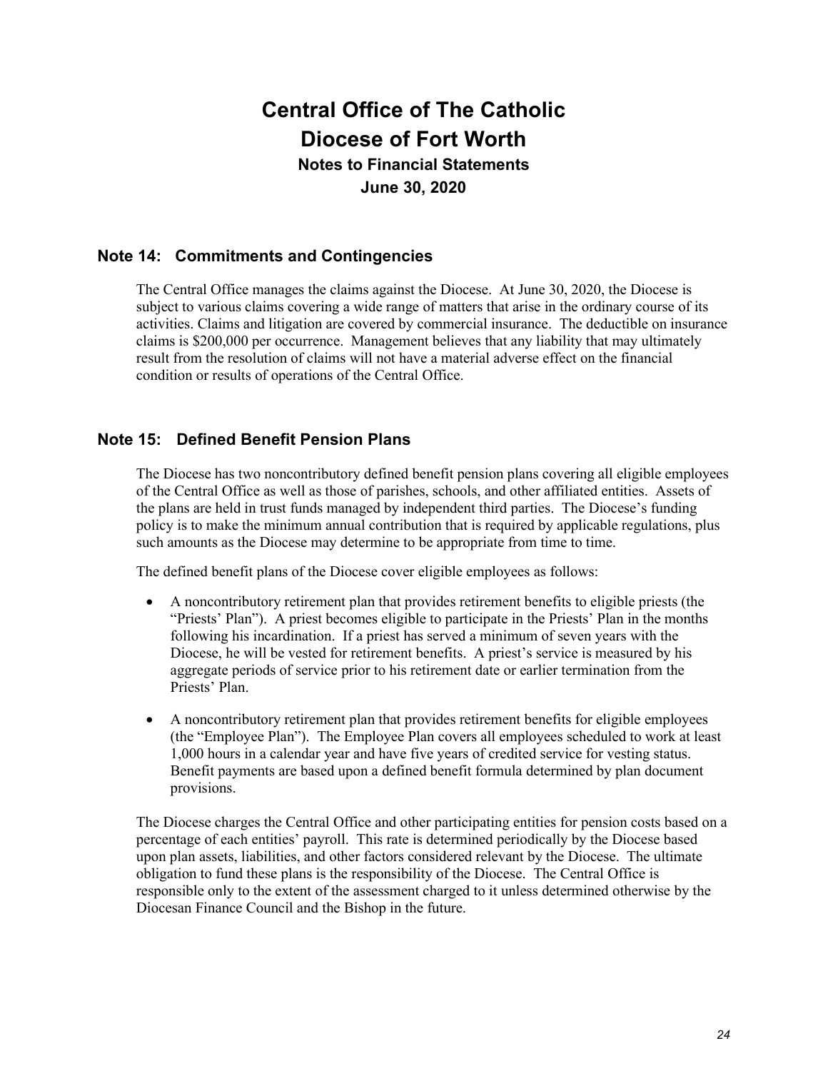# Central Office of The Catholic Diocese of Fort Worth

**Notes to Financial Statements**

**June 30, 2020**

## Note 14: Commitments and Contingencies

The Central Office manages the claims against the Diocese. At June 30, 2020, the Diocese is subject to various claims covering a wide range of matters that arise in the ordinary course of its activities. Claims and litigation are covered by commercial insurance. The deductible on insurance claims is $200,000 per occurrence. Management believes that any liability that may ultimately result from the resolution of claims will not have a material adverse effect on the financial condition or results of operations of the Central Office.

## Note 15: Defined Benefit Pension Plans

The Diocese has two noncontributory defined benefit pension plans covering all eligible employees of the Central Office as well as those of parishes, schools, and other affiliated entities. Assets of the plans are held in trust funds managed by independent third parties. The Diocese's funding policy is to make the minimum annual contribution that is required by applicable regulations, plus such amounts as the Diocese may determine to be appropriate from time to time.

The defined benefit plans of the Diocese cover eligible employees as follows:

- A noncontributory retirement plan that provides retirement benefits to eligible priests (the "Priests' Plan"). A priest becomes eligible to participate in the Priests' Plan in the months following his incardination. If a priest has served a minimum of seven years with the Diocese, he will be vested for retirement benefits. A priest's service is measured by his aggregate periods of service prior to his retirement date or earlier termination from the Priests' Plan.
- A noncontributory retirement plan that provides retirement benefits for eligible employees (the "Employee Plan"). The Employee Plan covers all employees scheduled to work at least 1,000 hours in a calendar year and have five years of credited service for vesting status. Benefit payments are based upon a defined benefit formula determined by plan document provisions.

The Diocese charges the Central Office and other participating entities for pension costs based on a percentage of each entities' payroll. This rate is determined periodically by the Diocese based upon plan assets, liabilities, and other factors considered relevant by the Diocese. The ultimate obligation to fund these plans is the responsibility of the Diocese. The Central Office is responsible only to the extent of the assessment charged to it unless determined otherwise by the Diocesan Finance Council and the Bishop in the future.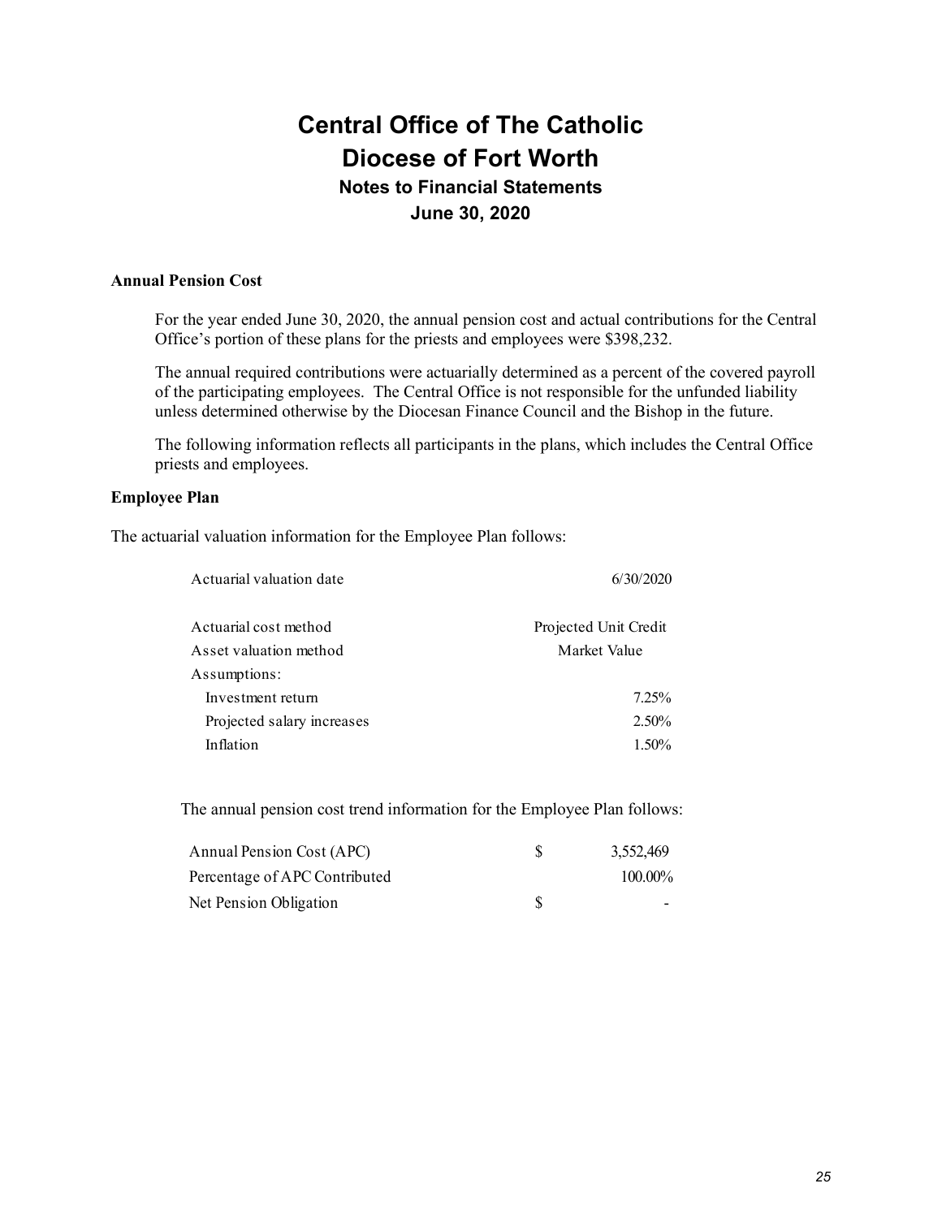## Annual Pension Cost

For the year ended June 30, 2020, the annual pension cost and actual contributions for the Central Office's portion of these plans for the priests and employees were $398,232.

The annual required contributions were actuarially determined as a percent of the covered payroll of the participating employees. The Central Office is not responsible for the unfunded liability unless determined otherwise by the Diocesan Finance Council and the Bishop in the future.

The following information reflects all participants in the plans, which includes the Central Office priests and employees.

## Employee Plan

The actuarial valuation information for the Employee Plan follows:

| | |
|---|---|
| Actuarial valuation date | 6/30/2020 |
| Actuarial cost method | Projected Unit Credit |
| Asset valuation method | Market Value |
| Assumptions: | |
| Investment return | 7.25% |
| Projected salary increases | 2.50% |
| Inflation | 1.50% |

The annual pension cost trend information for the Employee Plan follows:

| | | |
|---|---|---|
| Annual Pension Cost (APC) | $ | 3,552,469 |
| Percentage of APC Contributed | | 100.00% |
| Net Pension Obligation | $ | - |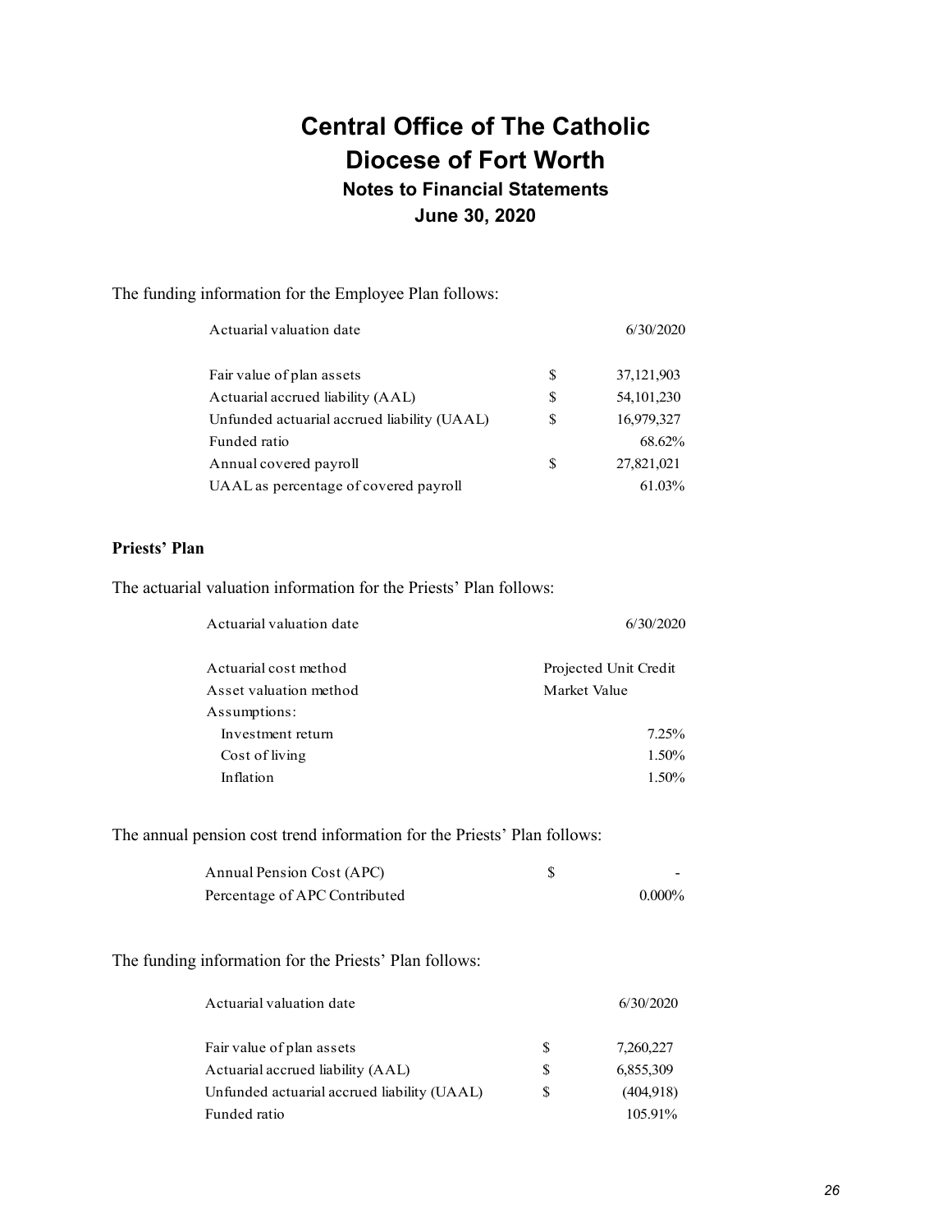# Central Office of The Catholic Diocese of Fort Worth

## Notes to Financial Statements

### June 30, 2020

The funding information for the Employee Plan follows:

| Actuarial valuation date | | 6/30/2020 |
|---|---|---|
| Fair value of plan assets | $ | 37,121,903 |
| Actuarial accrued liability (AAL) | $ | 54,101,230 |
| Unfunded actuarial accrued liability (UAAL) | $ | 16,979,327 |
| Funded ratio | | 68.62% |
| Annual covered payroll | $ | 27,821,021 |
| UAAL as percentage of covered payroll | | 61.03% |

**Priests' Plan**

The actuarial valuation information for the Priests' Plan follows:

| Actuarial valuation date | 6/30/2020 |
|---|---|
| Actuarial cost method | Projected Unit Credit |
| Asset valuation method | Market Value |
| Assumptions: | |
| Investment return | 7.25% |
| Cost of living | 1.50% |
| Inflation | 1.50% |

The annual pension cost trend information for the Priests' Plan follows:

| | | |
|---|---|---|
| Annual Pension Cost (APC) | $ | - |
| Percentage of APC Contributed | | 0.000% |

The funding information for the Priests' Plan follows:

| Actuarial valuation date | | 6/30/2020 |
|---|---|---|
| Fair value of plan assets | $ | 7,260,227 |
| Actuarial accrued liability (AAL) | $ | 6,855,309 |
| Unfunded actuarial accrued liability (UAAL) | $ | (404,918) |
| Funded ratio | | 105.91% |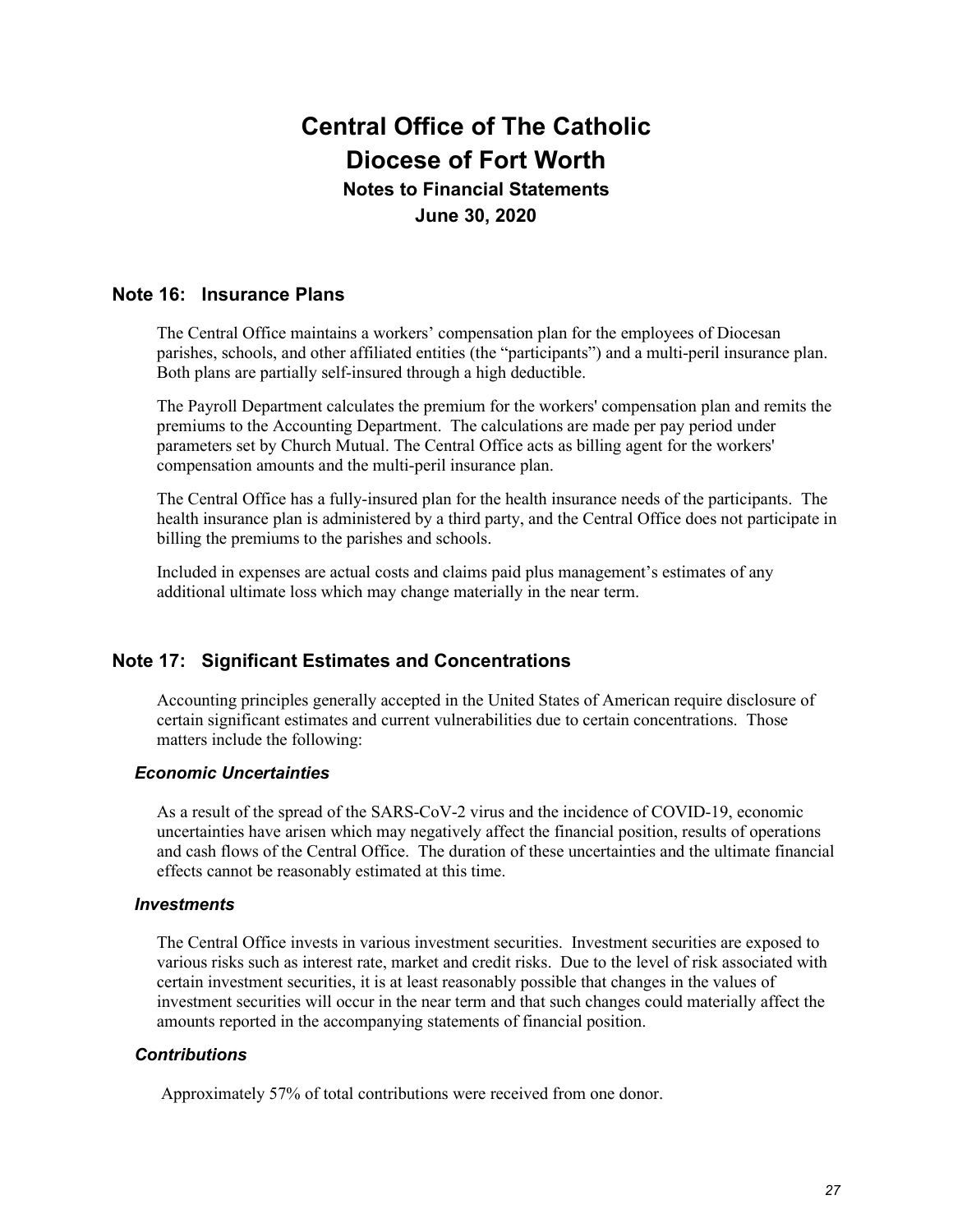# Central Office of The Catholic Diocese of Fort Worth

## Notes to Financial Statements

## June 30, 2020

## Note 16: Insurance Plans

The Central Office maintains a workers' compensation plan for the employees of Diocesan parishes, schools, and other affiliated entities (the "participants") and a multi-peril insurance plan. Both plans are partially self-insured through a high deductible.

The Payroll Department calculates the premium for the workers' compensation plan and remits the premiums to the Accounting Department. The calculations are made per pay period under parameters set by Church Mutual. The Central Office acts as billing agent for the workers' compensation amounts and the multi-peril insurance plan.

The Central Office has a fully-insured plan for the health insurance needs of the participants. The health insurance plan is administered by a third party, and the Central Office does not participate in billing the premiums to the parishes and schools.

Included in expenses are actual costs and claims paid plus management's estimates of any additional ultimate loss which may change materially in the near term.

## Note 17: Significant Estimates and Concentrations

Accounting principles generally accepted in the United States of American require disclosure of certain significant estimates and current vulnerabilities due to certain concentrations. Those matters include the following:

### *Economic Uncertainties*

As a result of the spread of the SARS-CoV-2 virus and the incidence of COVID-19, economic uncertainties have arisen which may negatively affect the financial position, results of operations and cash flows of the Central Office. The duration of these uncertainties and the ultimate financial effects cannot be reasonably estimated at this time.

### *Investments*

The Central Office invests in various investment securities. Investment securities are exposed to various risks such as interest rate, market and credit risks. Due to the level of risk associated with certain investment securities, it is at least reasonably possible that changes in the values of investment securities will occur in the near term and that such changes could materially affect the amounts reported in the accompanying statements of financial position.

### *Contributions*

Approximately 57% of total contributions were received from one donor.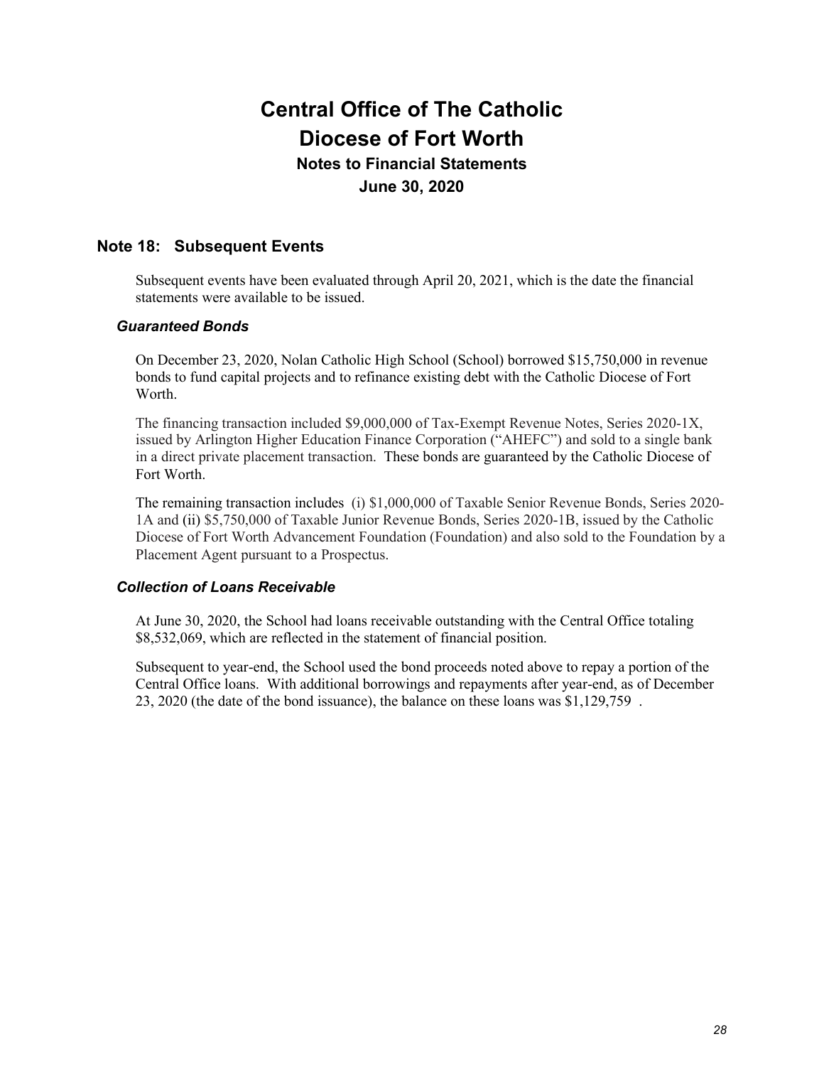# Central Office of The Catholic Diocese of Fort Worth

## Notes to Financial Statements

## June 30, 2020

## Note 18: Subsequent Events

Subsequent events have been evaluated through April 20, 2021, which is the date the financial statements were available to be issued.

### *Guaranteed Bonds*

On December 23, 2020, Nolan Catholic High School (School) borrowed $15,750,000 in revenue bonds to fund capital projects and to refinance existing debt with the Catholic Diocese of Fort Worth.

The financing transaction included $9,000,000 of Tax-Exempt Revenue Notes, Series 2020-1X, issued by Arlington Higher Education Finance Corporation ("AHEFC") and sold to a single bank in a direct private placement transaction. These bonds are guaranteed by the Catholic Diocese of Fort Worth.

The remaining transaction includes (i) $1,000,000 of Taxable Senior Revenue Bonds, Series 2020-1A and (ii) $5,750,000 of Taxable Junior Revenue Bonds, Series 2020-1B, issued by the Catholic Diocese of Fort Worth Advancement Foundation (Foundation) and also sold to the Foundation by a Placement Agent pursuant to a Prospectus.

### *Collection of Loans Receivable*

At June 30, 2020, the School had loans receivable outstanding with the Central Office totaling $8,532,069, which are reflected in the statement of financial position.

Subsequent to year-end, the School used the bond proceeds noted above to repay a portion of the Central Office loans. With additional borrowings and repayments after year-end, as of December 23, 2020 (the date of the bond issuance), the balance on these loans was $1,129,759 .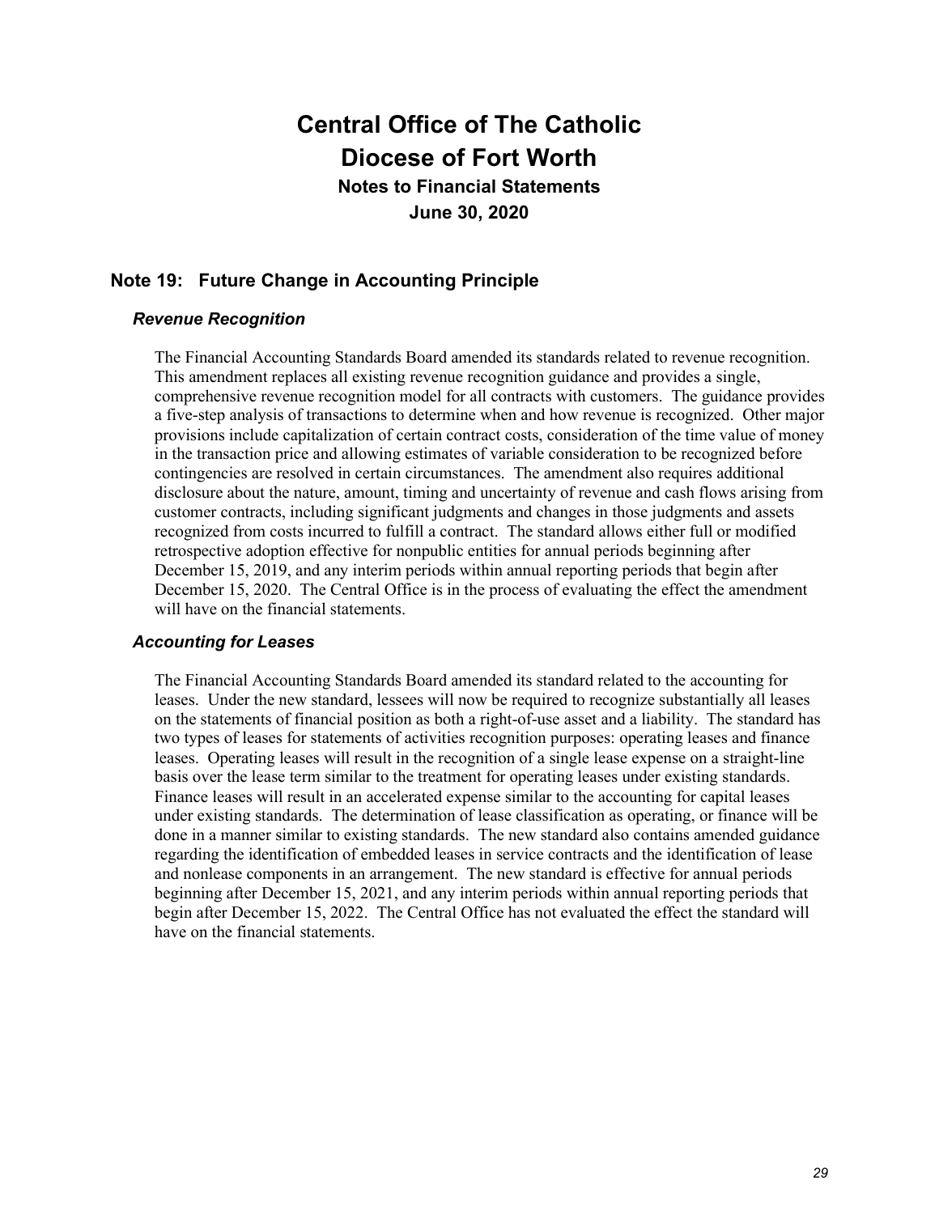# Central Office of The Catholic Diocese of Fort Worth

**Notes to Financial Statements**

**June 30, 2020**

## Note 19: Future Change in Accounting Principle

### *Revenue Recognition*

The Financial Accounting Standards Board amended its standards related to revenue recognition. This amendment replaces all existing revenue recognition guidance and provides a single, comprehensive revenue recognition model for all contracts with customers. The guidance provides a five-step analysis of transactions to determine when and how revenue is recognized. Other major provisions include capitalization of certain contract costs, consideration of the time value of money in the transaction price and allowing estimates of variable consideration to be recognized before contingencies are resolved in certain circumstances. The amendment also requires additional disclosure about the nature, amount, timing and uncertainty of revenue and cash flows arising from customer contracts, including significant judgments and changes in those judgments and assets recognized from costs incurred to fulfill a contract. The standard allows either full or modified retrospective adoption effective for nonpublic entities for annual periods beginning after December 15, 2019, and any interim periods within annual reporting periods that begin after December 15, 2020. The Central Office is in the process of evaluating the effect the amendment will have on the financial statements.

### *Accounting for Leases*

The Financial Accounting Standards Board amended its standard related to the accounting for leases. Under the new standard, lessees will now be required to recognize substantially all leases on the statements of financial position as both a right-of-use asset and a liability. The standard has two types of leases for statements of activities recognition purposes: operating leases and finance leases. Operating leases will result in the recognition of a single lease expense on a straight-line basis over the lease term similar to the treatment for operating leases under existing standards. Finance leases will result in an accelerated expense similar to the accounting for capital leases under existing standards. The determination of lease classification as operating, or finance will be done in a manner similar to existing standards. The new standard also contains amended guidance regarding the identification of embedded leases in service contracts and the identification of lease and nonlease components in an arrangement. The new standard is effective for annual periods beginning after December 15, 2021, and any interim periods within annual reporting periods that begin after December 15, 2022. The Central Office has not evaluated the effect the standard will have on the financial statements.